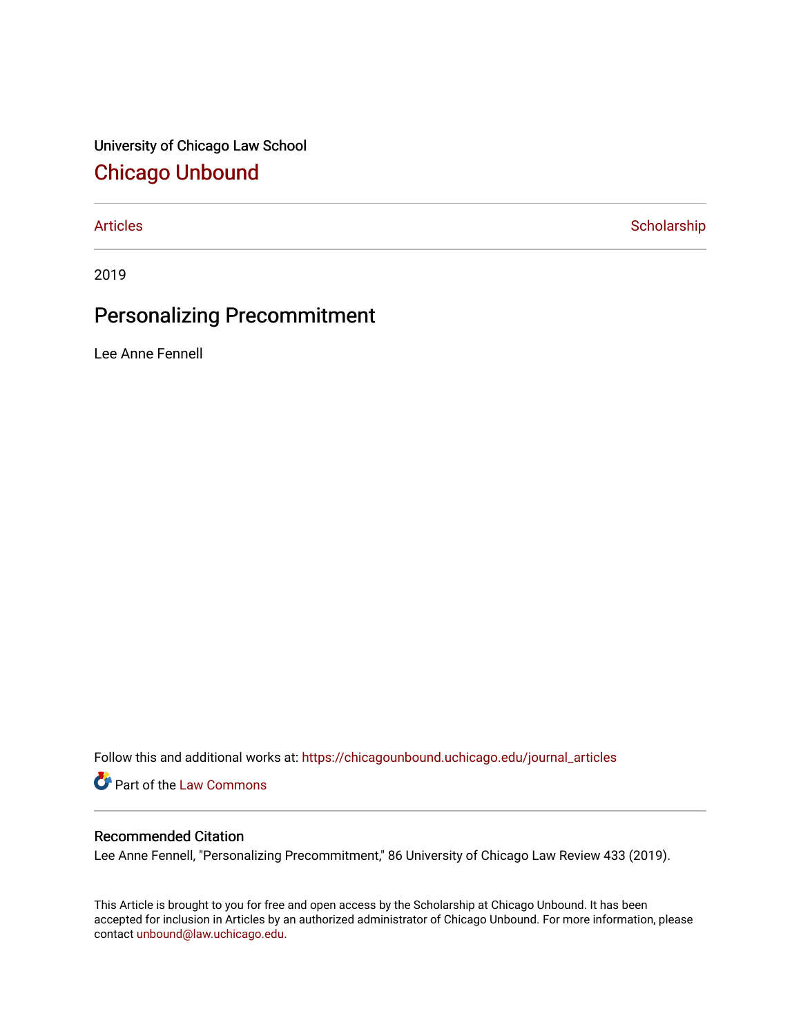University of Chicago Law School

# Chicago Unbound

Articles | Scholarship
---|---

2019

## Personalizing Precommitment

Lee Anne Fennell

Follow this and additional works at: https://chicagounbound.uchicago.edu/journal_articles

Part of the Law Commons

### Recommended Citation

Lee Anne Fennell, "Personalizing Precommitment," 86 University of Chicago Law Review 433 (2019).

This Article is brought to you for free and open access by the Scholarship at Chicago Unbound. It has been accepted for inclusion in Articles by an authorized administrator of Chicago Unbound. For more information, please contact unbound@law.uchicago.edu.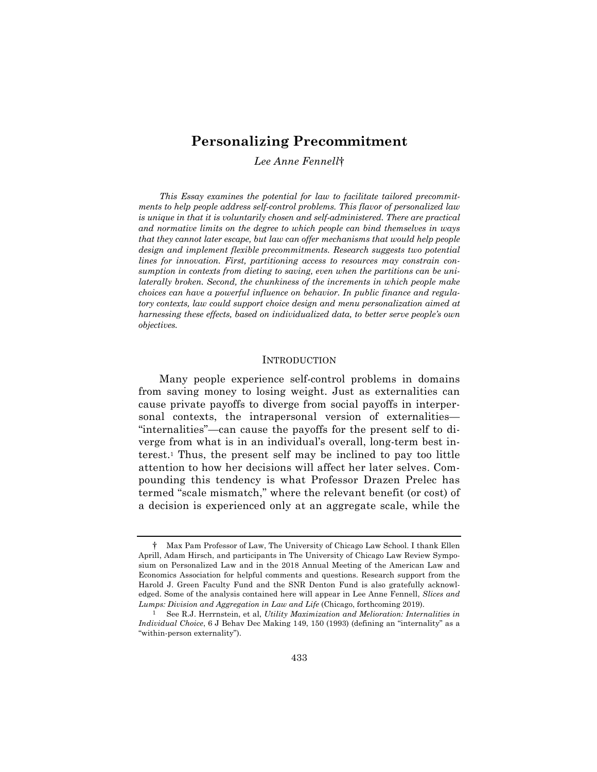# Personalizing Precommitment

*Lee Anne Fennell*†

*This Essay examines the potential for law to facilitate tailored precommitments to help people address self-control problems. This flavor of personalized law is unique in that it is voluntarily chosen and self-administered. There are practical and normative limits on the degree to which people can bind themselves in ways that they cannot later escape, but law can offer mechanisms that would help people design and implement flexible precommitments. Research suggests two potential lines for innovation. First, partitioning access to resources may constrain consumption in contexts from dieting to saving, even when the partitions can be unilaterally broken. Second, the chunkiness of the increments in which people make choices can have a powerful influence on behavior. In public finance and regulatory contexts, law could support choice design and menu personalization aimed at harnessing these effects, based on individualized data, to better serve people's own objectives.*

## INTRODUCTION

Many people experience self-control problems in domains from saving money to losing weight. Just as externalities can cause private payoffs to diverge from social payoffs in interpersonal contexts, the intrapersonal version of externalities—"internalities"—can cause the payoffs for the present self to diverge from what is in an individual's overall, long-term best interest.[1] Thus, the present self may be inclined to pay too little attention to how her decisions will affect her later selves. Compounding this tendency is what Professor Drazen Prelec has termed "scale mismatch," where the relevant benefit (or cost) of a decision is experienced only at an aggregate scale, while the

---

† Max Pam Professor of Law, The University of Chicago Law School. I thank Ellen Aprill, Adam Hirsch, and participants in The University of Chicago Law Review Symposium on Personalized Law and in the 2018 Annual Meeting of the American Law and Economics Association for helpful comments and questions. Research support from the Harold J. Green Faculty Fund and the SNR Denton Fund is also gratefully acknowledged. Some of the analysis contained here will appear in Lee Anne Fennell, *Slices and Lumps: Division and Aggregation in Law and Life* (Chicago, forthcoming 2019).

[1] See R.J. Herrnstein, et al, *Utility Maximization and Melioration: Internalities in Individual Choice*, 6 J Behav Dec Making 149, 150 (1993) (defining an "internality" as a "within-person externality").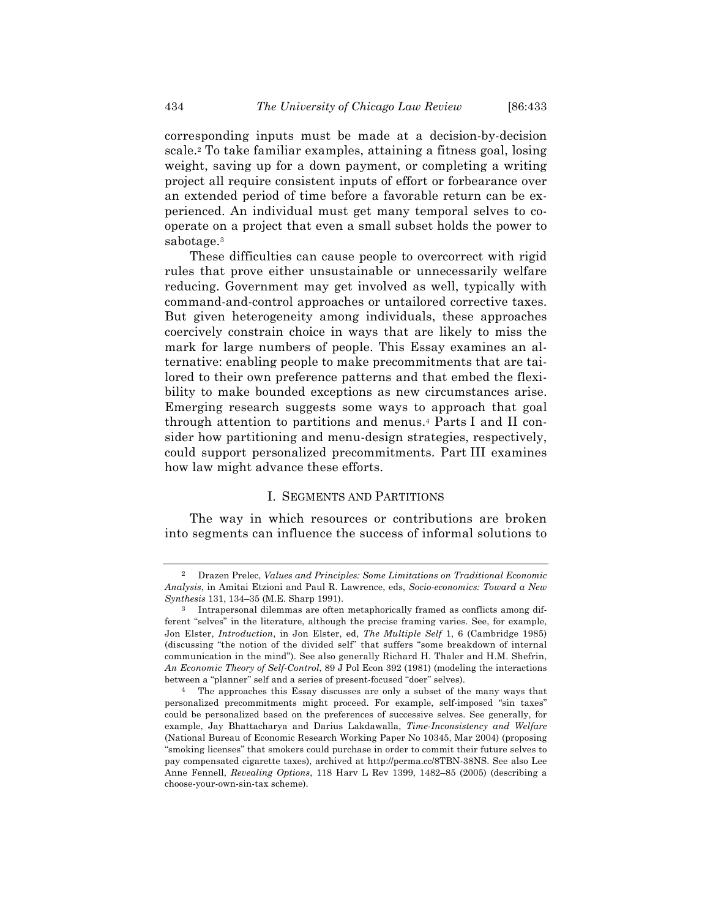corresponding inputs must be made at a decision-by-decision scale.[2] To take familiar examples, attaining a fitness goal, losing weight, saving up for a down payment, or completing a writing project all require consistent inputs of effort or forbearance over an extended period of time before a favorable return can be experienced. An individual must get many temporal selves to cooperate on a project that even a small subset holds the power to sabotage.[3]

These difficulties can cause people to overcorrect with rigid rules that prove either unsustainable or unnecessarily welfare reducing. Government may get involved as well, typically with command-and-control approaches or untailored corrective taxes. But given heterogeneity among individuals, these approaches coercively constrain choice in ways that are likely to miss the mark for large numbers of people. This Essay examines an alternative: enabling people to make precommitments that are tailored to their own preference patterns and that embed the flexibility to make bounded exceptions as new circumstances arise. Emerging research suggests some ways to approach that goal through attention to partitions and menus.[4] Parts I and II consider how partitioning and menu-design strategies, respectively, could support personalized precommitments. Part III examines how law might advance these efforts.

## I. Segments and Partitions

The way in which resources or contributions are broken into segments can influence the success of informal solutions to

---

[2] Drazen Prelec, *Values and Principles: Some Limitations on Traditional Economic Analysis*, in Amitai Etzioni and Paul R. Lawrence, eds, *Socio-economics: Toward a New Synthesis* 131, 134–35 (M.E. Sharp 1991).

[3] Intrapersonal dilemmas are often metaphorically framed as conflicts among different "selves" in the literature, although the precise framing varies. See, for example, Jon Elster, *Introduction*, in Jon Elster, ed, *The Multiple Self* 1, 6 (Cambridge 1985) (discussing "the notion of the divided self" that suffers "some breakdown of internal communication in the mind"). See also generally Richard H. Thaler and H.M. Shefrin, *An Economic Theory of Self-Control*, 89 J Pol Econ 392 (1981) (modeling the interactions between a "planner" self and a series of present-focused "doer" selves).

[4] The approaches this Essay discusses are only a subset of the many ways that personalized precommitments might proceed. For example, self-imposed "sin taxes" could be personalized based on the preferences of successive selves. See generally, for example, Jay Bhattacharya and Darius Lakdawalla, *Time-Inconsistency and Welfare* (National Bureau of Economic Research Working Paper No 10345, Mar 2004) (proposing "smoking licenses" that smokers could purchase in order to commit their future selves to pay compensated cigarette taxes), archived at http://perma.cc/8TBN-38NS. See also Lee Anne Fennell, *Revealing Options*, 118 Harv L Rev 1399, 1482–85 (2005) (describing a choose-your-own-sin-tax scheme).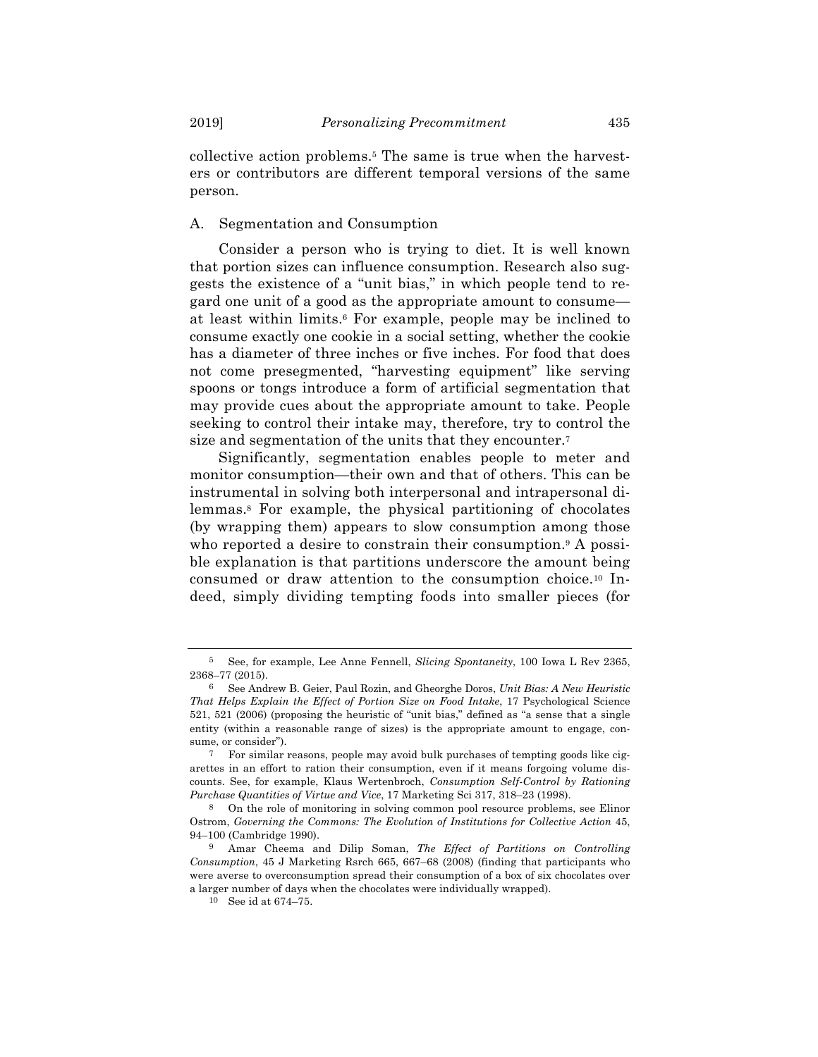collective action problems.[5] The same is true when the harvesters or contributors are different temporal versions of the same person.

### A. Segmentation and Consumption

Consider a person who is trying to diet. It is well known that portion sizes can influence consumption. Research also suggests the existence of a "unit bias," in which people tend to regard one unit of a good as the appropriate amount to consume—at least within limits.[6] For example, people may be inclined to consume exactly one cookie in a social setting, whether the cookie has a diameter of three inches or five inches. For food that does not come presegmented, "harvesting equipment" like serving spoons or tongs introduce a form of artificial segmentation that may provide cues about the appropriate amount to take. People seeking to control their intake may, therefore, try to control the size and segmentation of the units that they encounter.[7]

Significantly, segmentation enables people to meter and monitor consumption—their own and that of others. This can be instrumental in solving both interpersonal and intrapersonal dilemmas.[8] For example, the physical partitioning of chocolates (by wrapping them) appears to slow consumption among those who reported a desire to constrain their consumption.[9] A possible explanation is that partitions underscore the amount being consumed or draw attention to the consumption choice.[10] Indeed, simply dividing tempting foods into smaller pieces (for

---

[5] See, for example, Lee Anne Fennell, *Slicing Spontaneity*, 100 Iowa L Rev 2365, 2368–77 (2015).

[6] See Andrew B. Geier, Paul Rozin, and Gheorghe Doros, *Unit Bias: A New Heuristic That Helps Explain the Effect of Portion Size on Food Intake*, 17 Psychological Science 521, 521 (2006) (proposing the heuristic of "unit bias," defined as "a sense that a single entity (within a reasonable range of sizes) is the appropriate amount to engage, consume, or consider").

[7] For similar reasons, people may avoid bulk purchases of tempting goods like cigarettes in an effort to ration their consumption, even if it means forgoing volume discounts. See, for example, Klaus Wertenbroch, *Consumption Self-Control by Rationing Purchase Quantities of Virtue and Vice*, 17 Marketing Sci 317, 318–23 (1998).

[8] On the role of monitoring in solving common pool resource problems, see Elinor Ostrom, *Governing the Commons: The Evolution of Institutions for Collective Action* 45, 94–100 (Cambridge 1990).

[9] Amar Cheema and Dilip Soman, *The Effect of Partitions on Controlling Consumption*, 45 J Marketing Rsrch 665, 667–68 (2008) (finding that participants who were averse to overconsumption spread their consumption of a box of six chocolates over a larger number of days when the chocolates were individually wrapped).

[10] See id at 674–75.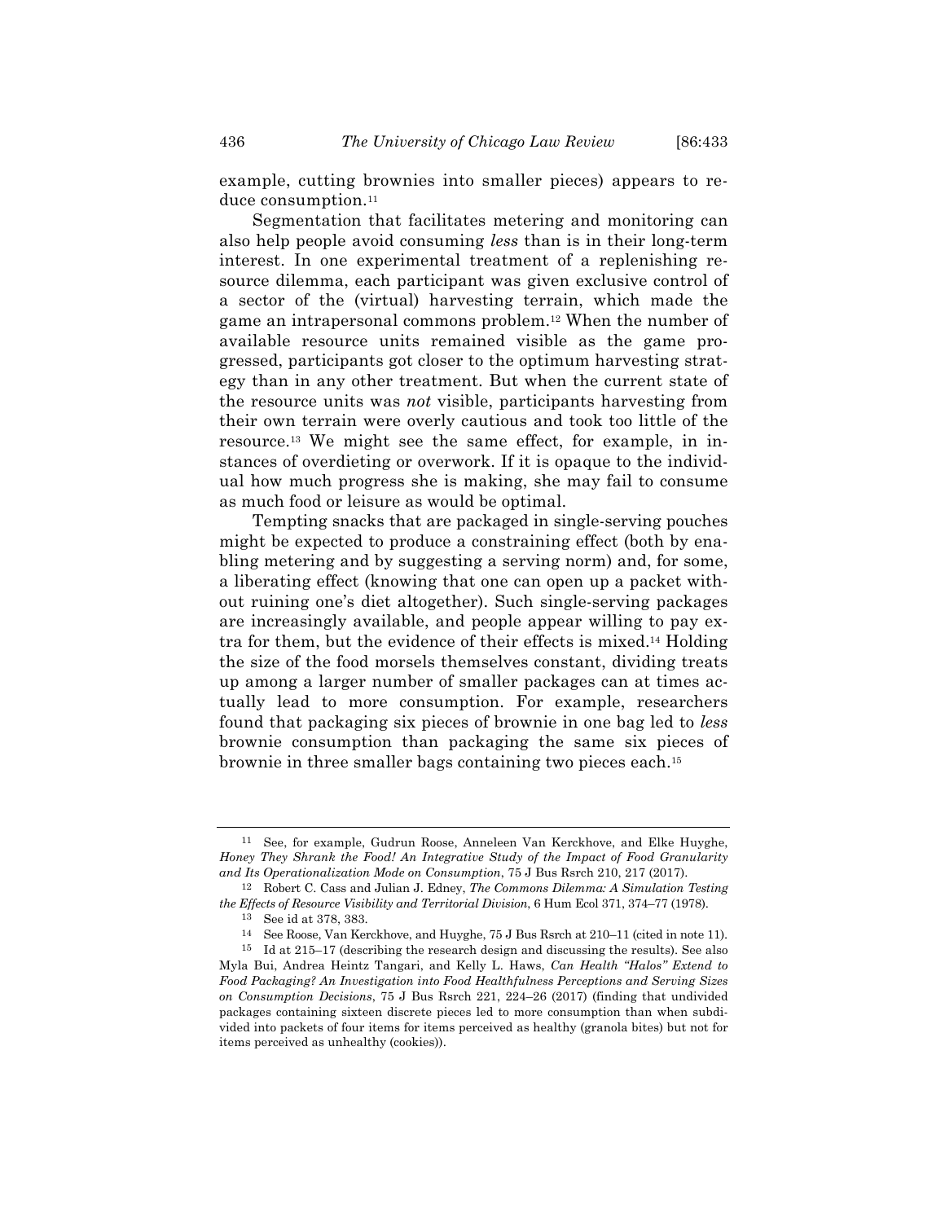example, cutting brownies into smaller pieces) appears to reduce consumption.[11]

Segmentation that facilitates metering and monitoring can also help people avoid consuming *less* than is in their long-term interest. In one experimental treatment of a replenishing resource dilemma, each participant was given exclusive control of a sector of the (virtual) harvesting terrain, which made the game an intrapersonal commons problem.[12] When the number of available resource units remained visible as the game progressed, participants got closer to the optimum harvesting strategy than in any other treatment. But when the current state of the resource units was *not* visible, participants harvesting from their own terrain were overly cautious and took too little of the resource.[13] We might see the same effect, for example, in instances of overdieting or overwork. If it is opaque to the individual how much progress she is making, she may fail to consume as much food or leisure as would be optimal.

Tempting snacks that are packaged in single-serving pouches might be expected to produce a constraining effect (both by enabling metering and by suggesting a serving norm) and, for some, a liberating effect (knowing that one can open up a packet without ruining one's diet altogether). Such single-serving packages are increasingly available, and people appear willing to pay extra for them, but the evidence of their effects is mixed.[14] Holding the size of the food morsels themselves constant, dividing treats up among a larger number of smaller packages can at times actually lead to more consumption. For example, researchers found that packaging six pieces of brownie in one bag led to *less* brownie consumption than packaging the same six pieces of brownie in three smaller bags containing two pieces each.[15]

---

[11] See, for example, Gudrun Roose, Anneleen Van Kerckhove, and Elke Huyghe, *Honey They Shrank the Food! An Integrative Study of the Impact of Food Granularity and Its Operationalization Mode on Consumption*, 75 J Bus Rsrch 210, 217 (2017).

[12] Robert C. Cass and Julian J. Edney, *The Commons Dilemma: A Simulation Testing the Effects of Resource Visibility and Territorial Division*, 6 Hum Ecol 371, 374–77 (1978).

[13] See id at 378, 383.

[14] See Roose, Van Kerckhove, and Huyghe, 75 J Bus Rsrch at 210–11 (cited in note 11).

[15] Id at 215–17 (describing the research design and discussing the results). See also Myla Bui, Andrea Heintz Tangari, and Kelly L. Haws, *Can Health "Halos" Extend to Food Packaging? An Investigation into Food Healthfulness Perceptions and Serving Sizes on Consumption Decisions*, 75 J Bus Rsrch 221, 224–26 (2017) (finding that undivided packages containing sixteen discrete pieces led to more consumption than when subdivided into packets of four items for items perceived as healthy (granola bites) but not for items perceived as unhealthy (cookies)).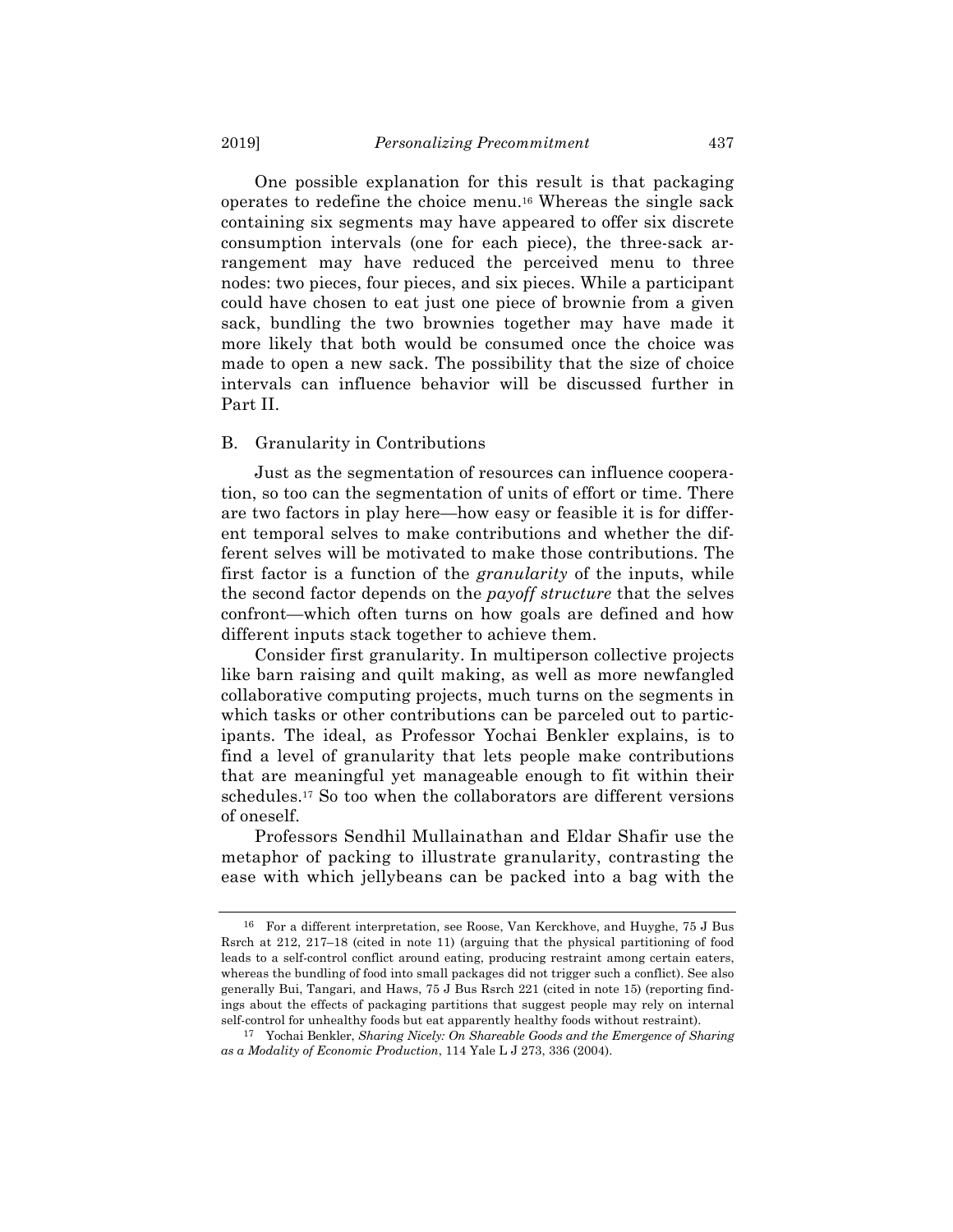One possible explanation for this result is that packaging operates to redefine the choice menu.[16] Whereas the single sack containing six segments may have appeared to offer six discrete consumption intervals (one for each piece), the three-sack arrangement may have reduced the perceived menu to three nodes: two pieces, four pieces, and six pieces. While a participant could have chosen to eat just one piece of brownie from a given sack, bundling the two brownies together may have made it more likely that both would be consumed once the choice was made to open a new sack. The possibility that the size of choice intervals can influence behavior will be discussed further in Part II.

## B. Granularity in Contributions

Just as the segmentation of resources can influence cooperation, so too can the segmentation of units of effort or time. There are two factors in play here—how easy or feasible it is for different temporal selves to make contributions and whether the different selves will be motivated to make those contributions. The first factor is a function of the *granularity* of the inputs, while the second factor depends on the *payoff structure* that the selves confront—which often turns on how goals are defined and how different inputs stack together to achieve them.

Consider first granularity. In multiperson collective projects like barn raising and quilt making, as well as more newfangled collaborative computing projects, much turns on the segments in which tasks or other contributions can be parceled out to participants. The ideal, as Professor Yochai Benkler explains, is to find a level of granularity that lets people make contributions that are meaningful yet manageable enough to fit within their schedules.[17] So too when the collaborators are different versions of oneself.

Professors Sendhil Mullainathan and Eldar Shafir use the metaphor of packing to illustrate granularity, contrasting the ease with which jellybeans can be packed into a bag with the

---

[16] For a different interpretation, see Roose, Van Kerckhove, and Huyghe, 75 J Bus Rsrch at 212, 217–18 (cited in note 11) (arguing that the physical partitioning of food leads to a self-control conflict around eating, producing restraint among certain eaters, whereas the bundling of food into small packages did not trigger such a conflict). See also generally Bui, Tangari, and Haws, 75 J Bus Rsrch 221 (cited in note 15) (reporting findings about the effects of packaging partitions that suggest people may rely on internal self-control for unhealthy foods but eat apparently healthy foods without restraint).

[17] Yochai Benkler, *Sharing Nicely: On Shareable Goods and the Emergence of Sharing as a Modality of Economic Production*, 114 Yale L J 273, 336 (2004).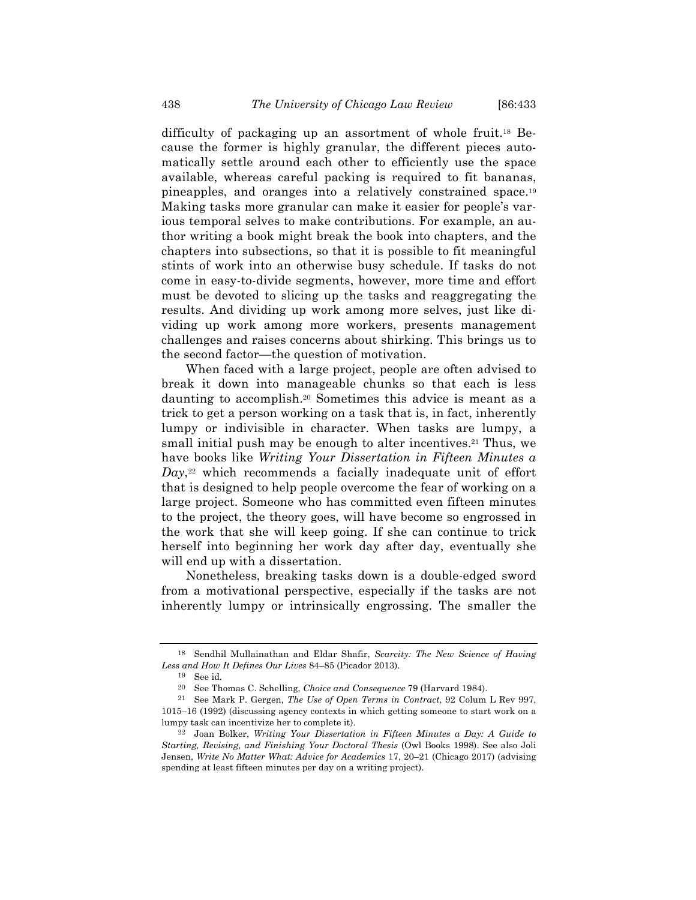difficulty of packaging up an assortment of whole fruit.[18] Because the former is highly granular, the different pieces automatically settle around each other to efficiently use the space available, whereas careful packing is required to fit bananas, pineapples, and oranges into a relatively constrained space.[19] Making tasks more granular can make it easier for people's various temporal selves to make contributions. For example, an author writing a book might break the book into chapters, and the chapters into subsections, so that it is possible to fit meaningful stints of work into an otherwise busy schedule. If tasks do not come in easy-to-divide segments, however, more time and effort must be devoted to slicing up the tasks and reaggregating the results. And dividing up work among more selves, just like dividing up work among more workers, presents management challenges and raises concerns about shirking. This brings us to the second factor—the question of motivation.

When faced with a large project, people are often advised to break it down into manageable chunks so that each is less daunting to accomplish.[20] Sometimes this advice is meant as a trick to get a person working on a task that is, in fact, inherently lumpy or indivisible in character. When tasks are lumpy, a small initial push may be enough to alter incentives.[21] Thus, we have books like *Writing Your Dissertation in Fifteen Minutes a Day*,[22] which recommends a facially inadequate unit of effort that is designed to help people overcome the fear of working on a large project. Someone who has committed even fifteen minutes to the project, the theory goes, will have become so engrossed in the work that she will keep going. If she can continue to trick herself into beginning her work day after day, eventually she will end up with a dissertation.

Nonetheless, breaking tasks down is a double-edged sword from a motivational perspective, especially if the tasks are not inherently lumpy or intrinsically engrossing. The smaller the

---

[18] Sendhil Mullainathan and Eldar Shafir, *Scarcity: The New Science of Having Less and How It Defines Our Lives* 84–85 (Picador 2013).

[19] See id.

[20] See Thomas C. Schelling, *Choice and Consequence* 79 (Harvard 1984).

[21] See Mark P. Gergen, *The Use of Open Terms in Contract*, 92 Colum L Rev 997, 1015–16 (1992) (discussing agency contexts in which getting someone to start work on a lumpy task can incentivize her to complete it).

[22] Joan Bolker, *Writing Your Dissertation in Fifteen Minutes a Day: A Guide to Starting, Revising, and Finishing Your Doctoral Thesis* (Owl Books 1998). See also Joli Jensen, *Write No Matter What: Advice for Academics* 17, 20–21 (Chicago 2017) (advising spending at least fifteen minutes per day on a writing project).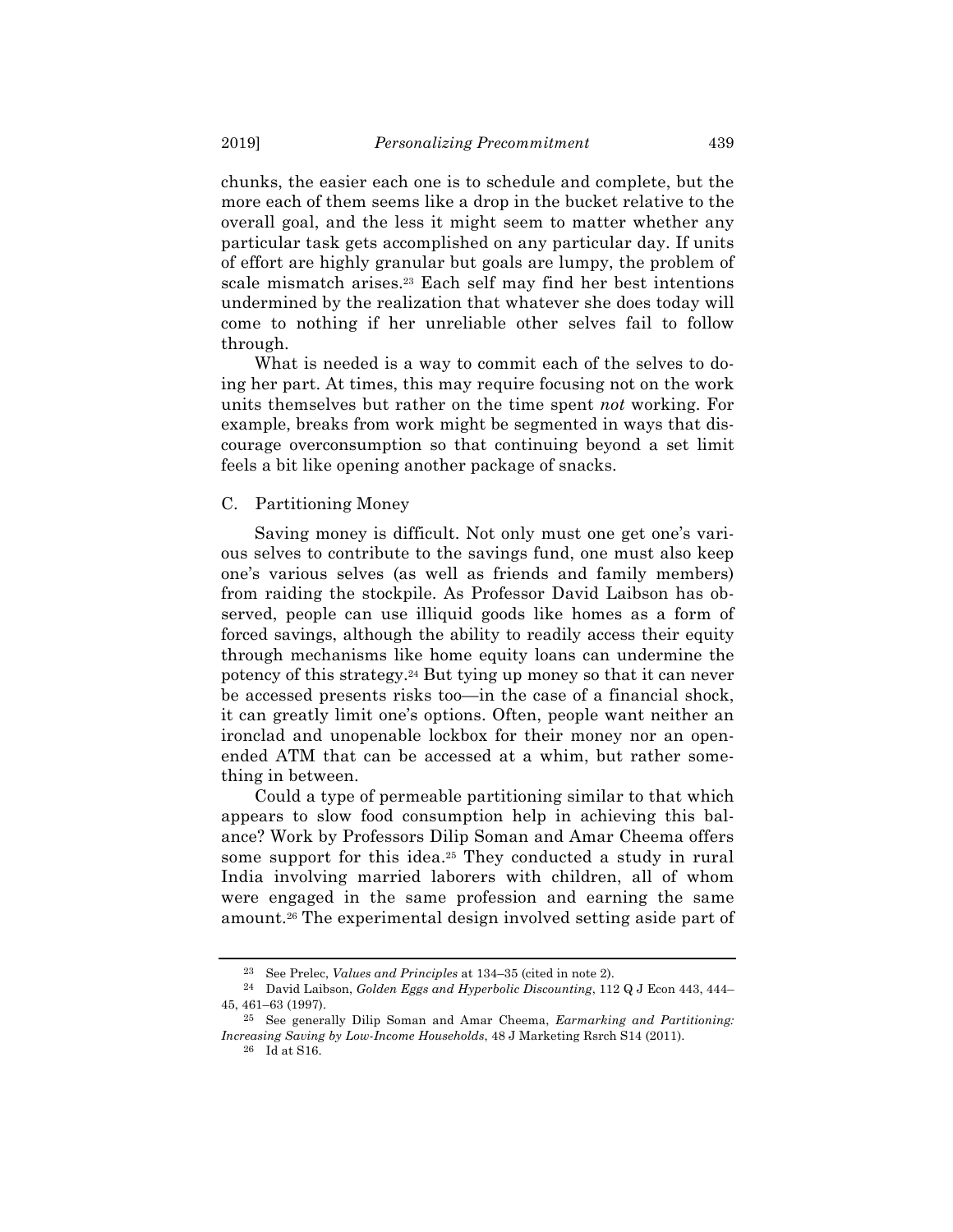chunks, the easier each one is to schedule and complete, but the more each of them seems like a drop in the bucket relative to the overall goal, and the less it might seem to matter whether any particular task gets accomplished on any particular day. If units of effort are highly granular but goals are lumpy, the problem of scale mismatch arises.[23] Each self may find her best intentions undermined by the realization that whatever she does today will come to nothing if her unreliable other selves fail to follow through.

What is needed is a way to commit each of the selves to doing her part. At times, this may require focusing not on the work units themselves but rather on the time spent *not* working. For example, breaks from work might be segmented in ways that discourage overconsumption so that continuing beyond a set limit feels a bit like opening another package of snacks.

### C. Partitioning Money

Saving money is difficult. Not only must one get one's various selves to contribute to the savings fund, one must also keep one's various selves (as well as friends and family members) from raiding the stockpile. As Professor David Laibson has observed, people can use illiquid goods like homes as a form of forced savings, although the ability to readily access their equity through mechanisms like home equity loans can undermine the potency of this strategy.[24] But tying up money so that it can never be accessed presents risks too—in the case of a financial shock, it can greatly limit one's options. Often, people want neither an ironclad and unopenable lockbox for their money nor an open-ended ATM that can be accessed at a whim, but rather something in between.

Could a type of permeable partitioning similar to that which appears to slow food consumption help in achieving this balance? Work by Professors Dilip Soman and Amar Cheema offers some support for this idea.[25] They conducted a study in rural India involving married laborers with children, all of whom were engaged in the same profession and earning the same amount.[26] The experimental design involved setting aside part of

---

[23] See Prelec, *Values and Principles* at 134–35 (cited in note 2).

[24] David Laibson, *Golden Eggs and Hyperbolic Discounting*, 112 Q J Econ 443, 444–45, 461–63 (1997).

[25] See generally Dilip Soman and Amar Cheema, *Earmarking and Partitioning: Increasing Saving by Low-Income Households*, 48 J Marketing Rsrch S14 (2011).

[26] Id at S16.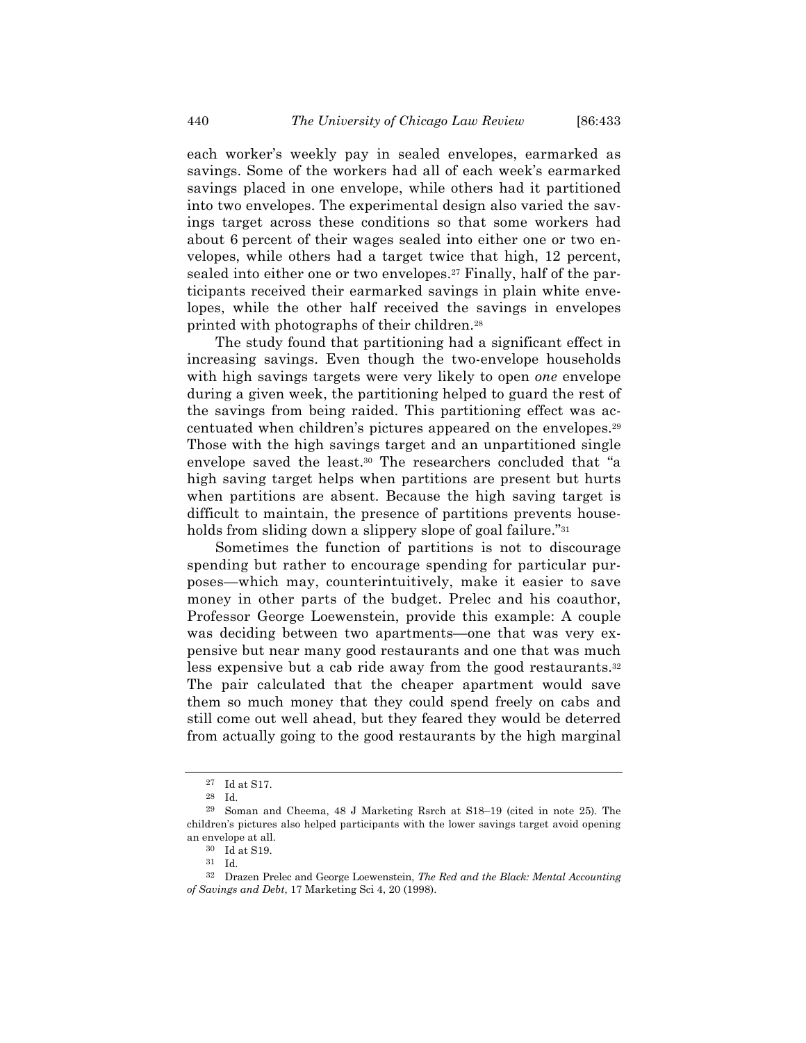each worker's weekly pay in sealed envelopes, earmarked as savings. Some of the workers had all of each week's earmarked savings placed in one envelope, while others had it partitioned into two envelopes. The experimental design also varied the savings target across these conditions so that some workers had about 6 percent of their wages sealed into either one or two envelopes, while others had a target twice that high, 12 percent, sealed into either one or two envelopes.[27] Finally, half of the participants received their earmarked savings in plain white envelopes, while the other half received the savings in envelopes printed with photographs of their children.[28]

The study found that partitioning had a significant effect in increasing savings. Even though the two-envelope households with high savings targets were very likely to open *one* envelope during a given week, the partitioning helped to guard the rest of the savings from being raided. This partitioning effect was accentuated when children's pictures appeared on the envelopes.[29] Those with the high savings target and an unpartitioned single envelope saved the least.[30] The researchers concluded that "a high saving target helps when partitions are present but hurts when partitions are absent. Because the high saving target is difficult to maintain, the presence of partitions prevents households from sliding down a slippery slope of goal failure."[31]

Sometimes the function of partitions is not to discourage spending but rather to encourage spending for particular purposes—which may, counterintuitively, make it easier to save money in other parts of the budget. Prelec and his coauthor, Professor George Loewenstein, provide this example: A couple was deciding between two apartments—one that was very expensive but near many good restaurants and one that was much less expensive but a cab ride away from the good restaurants.[32] The pair calculated that the cheaper apartment would save them so much money that they could spend freely on cabs and still come out well ahead, but they feared they would be deterred from actually going to the good restaurants by the high marginal

---

[27] Id at S17.

[28] Id.

[29] Soman and Cheema, 48 J Marketing Rsrch at S18–19 (cited in note 25). The children's pictures also helped participants with the lower savings target avoid opening an envelope at all.

[30] Id at S19.

[31] Id.

[32] Drazen Prelec and George Loewenstein, *The Red and the Black: Mental Accounting of Savings and Debt*, 17 Marketing Sci 4, 20 (1998).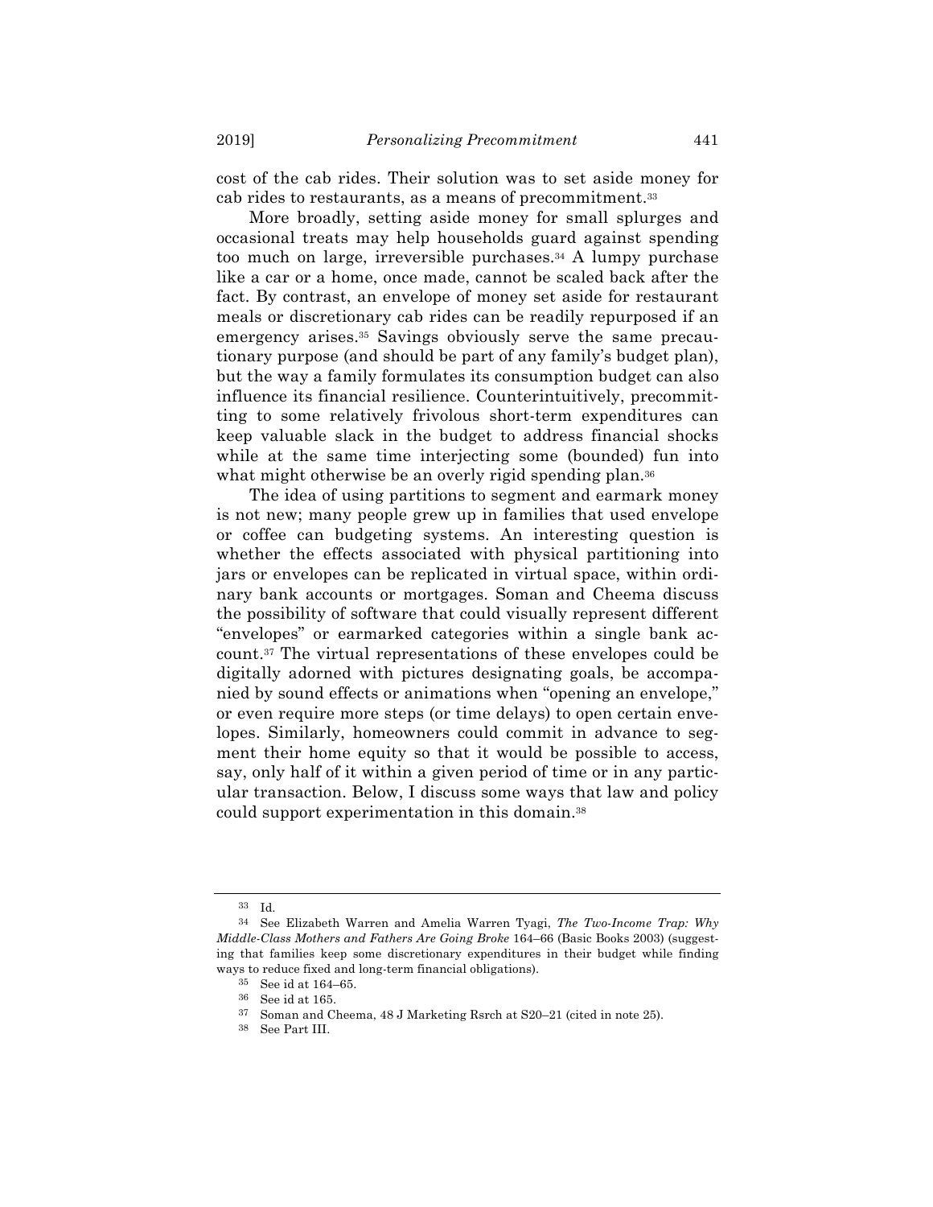cost of the cab rides. Their solution was to set aside money for cab rides to restaurants, as a means of precommitment.[33]

More broadly, setting aside money for small splurges and occasional treats may help households guard against spending too much on large, irreversible purchases.[34] A lumpy purchase like a car or a home, once made, cannot be scaled back after the fact. By contrast, an envelope of money set aside for restaurant meals or discretionary cab rides can be readily repurposed if an emergency arises.[35] Savings obviously serve the same precautionary purpose (and should be part of any family's budget plan), but the way a family formulates its consumption budget can also influence its financial resilience. Counterintuitively, precommitting to some relatively frivolous short-term expenditures can keep valuable slack in the budget to address financial shocks while at the same time interjecting some (bounded) fun into what might otherwise be an overly rigid spending plan.[36]

The idea of using partitions to segment and earmark money is not new; many people grew up in families that used envelope or coffee can budgeting systems. An interesting question is whether the effects associated with physical partitioning into jars or envelopes can be replicated in virtual space, within ordinary bank accounts or mortgages. Soman and Cheema discuss the possibility of software that could visually represent different "envelopes" or earmarked categories within a single bank account.[37] The virtual representations of these envelopes could be digitally adorned with pictures designating goals, be accompanied by sound effects or animations when "opening an envelope," or even require more steps (or time delays) to open certain envelopes. Similarly, homeowners could commit in advance to segment their home equity so that it would be possible to access, say, only half of it within a given period of time or in any particular transaction. Below, I discuss some ways that law and policy could support experimentation in this domain.[38]

---

[33] Id.

[34] See Elizabeth Warren and Amelia Warren Tyagi, *The Two-Income Trap: Why Middle-Class Mothers and Fathers Are Going Broke* 164–66 (Basic Books 2003) (suggesting that families keep some discretionary expenditures in their budget while finding ways to reduce fixed and long-term financial obligations).

[35] See id at 164–65.

[36] See id at 165.

[37] Soman and Cheema, 48 J Marketing Rsrch at S20–21 (cited in note 25).

[38] See Part III.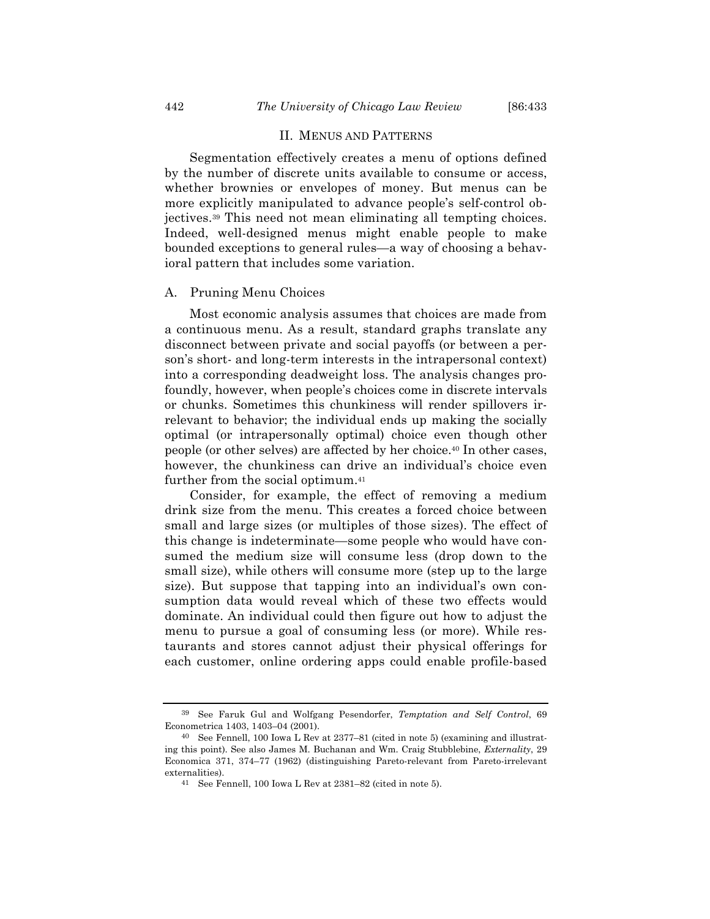## II. Menus and Patterns

Segmentation effectively creates a menu of options defined by the number of discrete units available to consume or access, whether brownies or envelopes of money. But menus can be more explicitly manipulated to advance people's self-control objectives.[39] This need not mean eliminating all tempting choices. Indeed, well-designed menus might enable people to make bounded exceptions to general rules—a way of choosing a behavioral pattern that includes some variation.

### A. Pruning Menu Choices

Most economic analysis assumes that choices are made from a continuous menu. As a result, standard graphs translate any disconnect between private and social payoffs (or between a person's short- and long-term interests in the intrapersonal context) into a corresponding deadweight loss. The analysis changes profoundly, however, when people's choices come in discrete intervals or chunks. Sometimes this chunkiness will render spillovers irrelevant to behavior; the individual ends up making the socially optimal (or intrapersonally optimal) choice even though other people (or other selves) are affected by her choice.[40] In other cases, however, the chunkiness can drive an individual's choice even further from the social optimum.[41]

Consider, for example, the effect of removing a medium drink size from the menu. This creates a forced choice between small and large sizes (or multiples of those sizes). The effect of this change is indeterminate—some people who would have consumed the medium size will consume less (drop down to the small size), while others will consume more (step up to the large size). But suppose that tapping into an individual's own consumption data would reveal which of these two effects would dominate. An individual could then figure out how to adjust the menu to pursue a goal of consuming less (or more). While restaurants and stores cannot adjust their physical offerings for each customer, online ordering apps could enable profile-based

---

[39] See Faruk Gul and Wolfgang Pesendorfer, *Temptation and Self Control*, 69 Econometrica 1403, 1403–04 (2001).

[40] See Fennell, 100 Iowa L Rev at 2377–81 (cited in note 5) (examining and illustrating this point). See also James M. Buchanan and Wm. Craig Stubblebine, *Externality*, 29 Economica 371, 374–77 (1962) (distinguishing Pareto-relevant from Pareto-irrelevant externalities).

[41] See Fennell, 100 Iowa L Rev at 2381–82 (cited in note 5).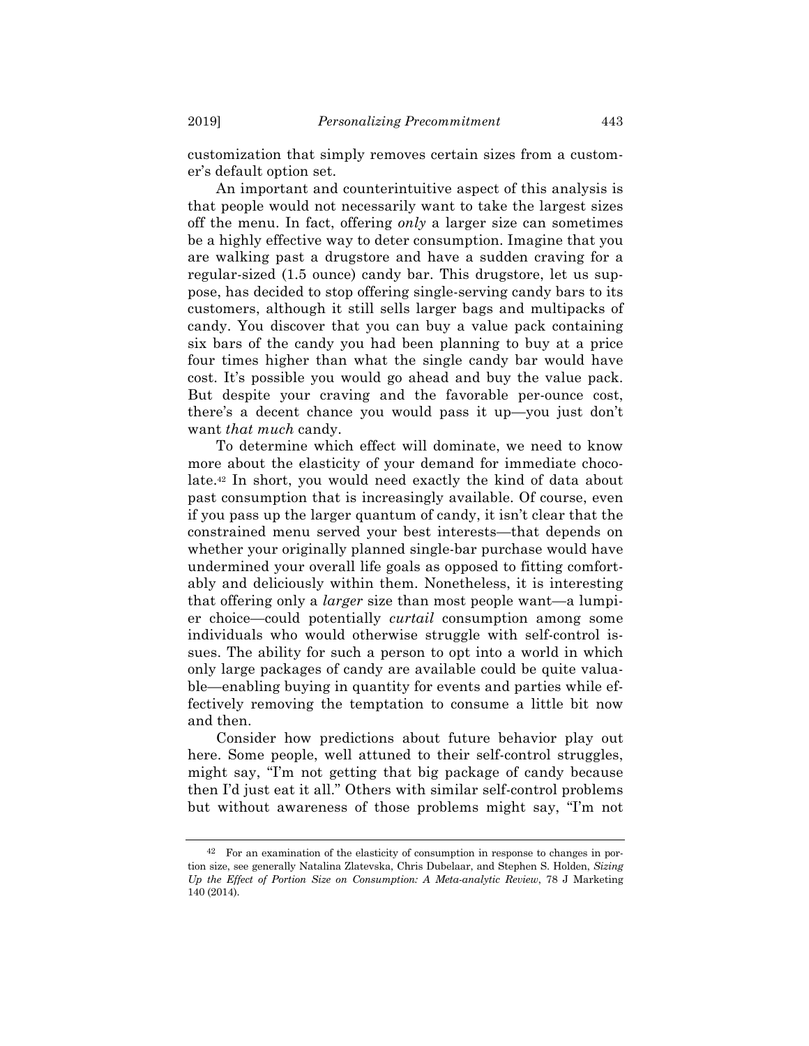customization that simply removes certain sizes from a customer's default option set.

An important and counterintuitive aspect of this analysis is that people would not necessarily want to take the largest sizes off the menu. In fact, offering *only* a larger size can sometimes be a highly effective way to deter consumption. Imagine that you are walking past a drugstore and have a sudden craving for a regular-sized (1.5 ounce) candy bar. This drugstore, let us suppose, has decided to stop offering single-serving candy bars to its customers, although it still sells larger bags and multipacks of candy. You discover that you can buy a value pack containing six bars of the candy you had been planning to buy at a price four times higher than what the single candy bar would have cost. It's possible you would go ahead and buy the value pack. But despite your craving and the favorable per-ounce cost, there's a decent chance you would pass it up—you just don't want *that much* candy.

To determine which effect will dominate, we need to know more about the elasticity of your demand for immediate chocolate.[42] In short, you would need exactly the kind of data about past consumption that is increasingly available. Of course, even if you pass up the larger quantum of candy, it isn't clear that the constrained menu served your best interests—that depends on whether your originally planned single-bar purchase would have undermined your overall life goals as opposed to fitting comfortably and deliciously within them. Nonetheless, it is interesting that offering only a *larger* size than most people want—a lumpier choice—could potentially *curtail* consumption among some individuals who would otherwise struggle with self-control issues. The ability for such a person to opt into a world in which only large packages of candy are available could be quite valuable—enabling buying in quantity for events and parties while effectively removing the temptation to consume a little bit now and then.

Consider how predictions about future behavior play out here. Some people, well attuned to their self-control struggles, might say, "I'm not getting that big package of candy because then I'd just eat it all." Others with similar self-control problems but without awareness of those problems might say, "I'm not

---

[42] For an examination of the elasticity of consumption in response to changes in portion size, see generally Natalina Zlatevska, Chris Dubelaar, and Stephen S. Holden, *Sizing Up the Effect of Portion Size on Consumption: A Meta-analytic Review*, 78 J Marketing 140 (2014).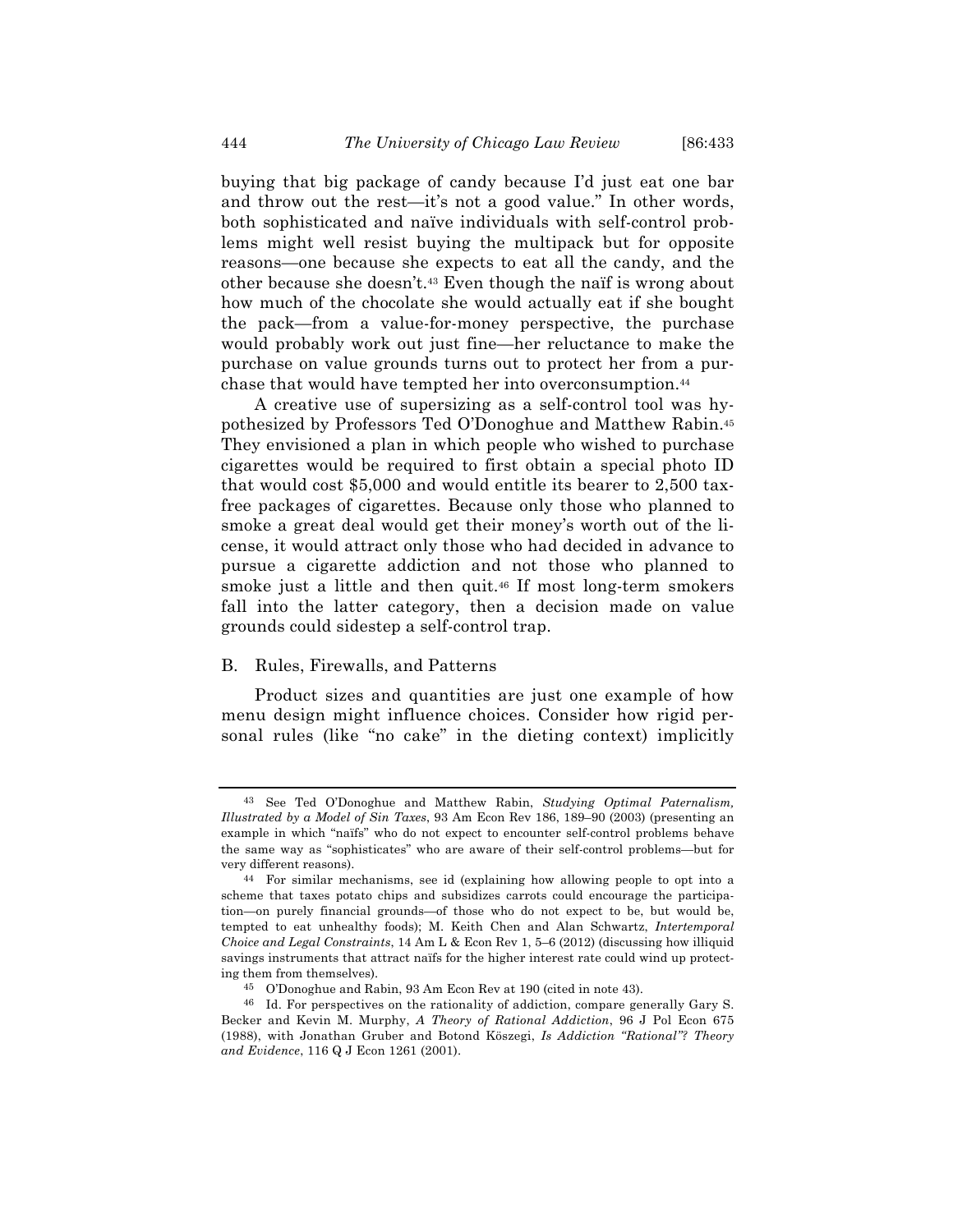buying that big package of candy because I'd just eat one bar and throw out the rest—it's not a good value." In other words, both sophisticated and naïve individuals with self-control problems might well resist buying the multipack but for opposite reasons—one because she expects to eat all the candy, and the other because she doesn't.[43] Even though the naïf is wrong about how much of the chocolate she would actually eat if she bought the pack—from a value-for-money perspective, the purchase would probably work out just fine—her reluctance to make the purchase on value grounds turns out to protect her from a purchase that would have tempted her into overconsumption.[44]

A creative use of supersizing as a self-control tool was hypothesized by Professors Ted O'Donoghue and Matthew Rabin.[45] They envisioned a plan in which people who wished to purchase cigarettes would be required to first obtain a special photo ID that would cost $5,000 and would entitle its bearer to 2,500 tax-free packages of cigarettes. Because only those who planned to smoke a great deal would get their money's worth out of the license, it would attract only those who had decided in advance to pursue a cigarette addiction and not those who planned to smoke just a little and then quit.[46] If most long-term smokers fall into the latter category, then a decision made on value grounds could sidestep a self-control trap.

### B. Rules, Firewalls, and Patterns

Product sizes and quantities are just one example of how menu design might influence choices. Consider how rigid personal rules (like "no cake" in the dieting context) implicitly

---

[43] See Ted O'Donoghue and Matthew Rabin, *Studying Optimal Paternalism, Illustrated by a Model of Sin Taxes*, 93 Am Econ Rev 186, 189–90 (2003) (presenting an example in which "naïfs" who do not expect to encounter self-control problems behave the same way as "sophisticates" who are aware of their self-control problems—but for very different reasons).

[44] For similar mechanisms, see id (explaining how allowing people to opt into a scheme that taxes potato chips and subsidizes carrots could encourage the participation—on purely financial grounds—of those who do not expect to be, but would be, tempted to eat unhealthy foods); M. Keith Chen and Alan Schwartz, *Intertemporal Choice and Legal Constraints*, 14 Am L & Econ Rev 1, 5–6 (2012) (discussing how illiquid savings instruments that attract naïfs for the higher interest rate could wind up protecting them from themselves).

[45] O'Donoghue and Rabin, 93 Am Econ Rev at 190 (cited in note 43).

[46] Id. For perspectives on the rationality of addiction, compare generally Gary S. Becker and Kevin M. Murphy, *A Theory of Rational Addiction*, 96 J Pol Econ 675 (1988), with Jonathan Gruber and Botond Köszegi, *Is Addiction "Rational"? Theory and Evidence*, 116 Q J Econ 1261 (2001).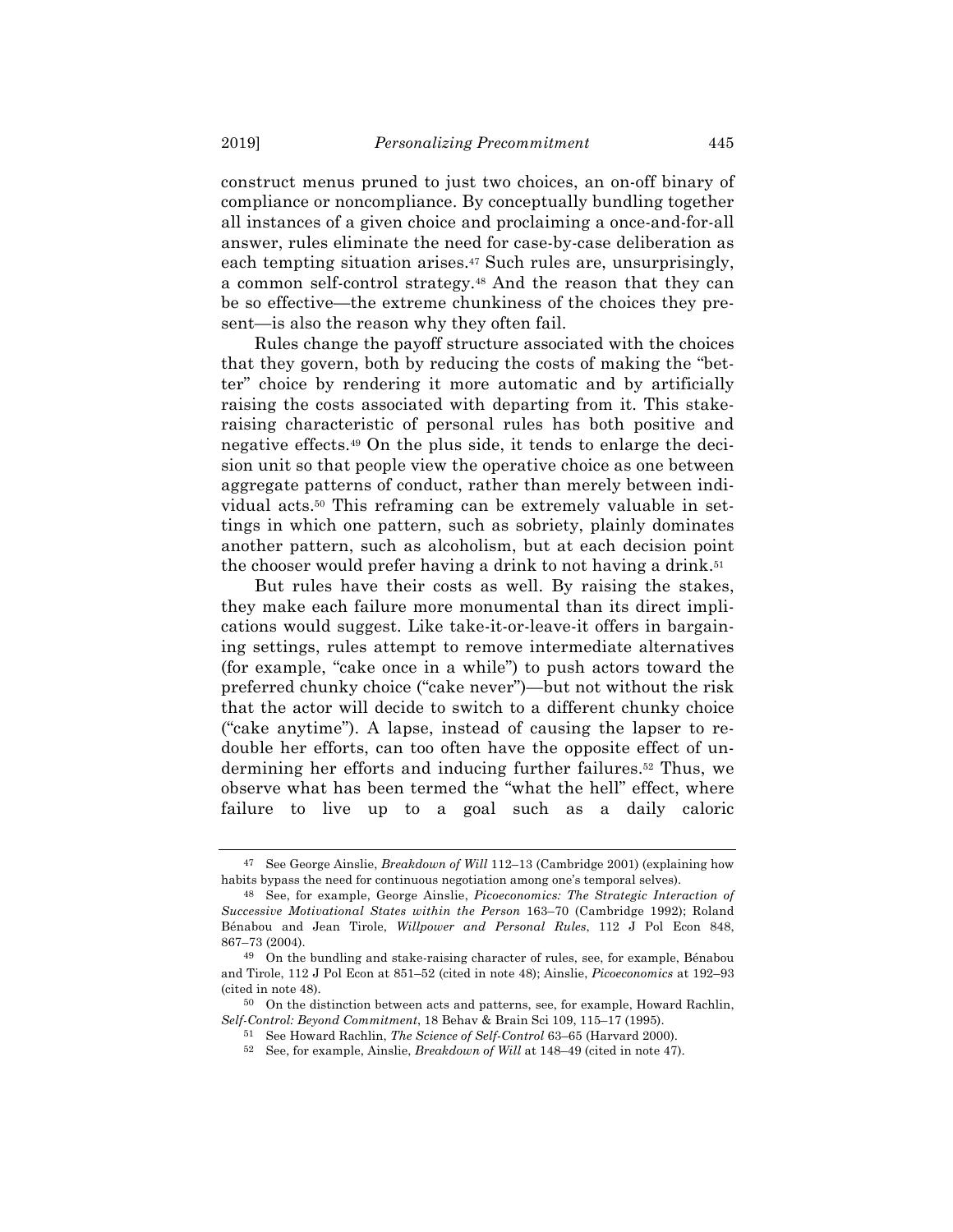construct menus pruned to just two choices, an on-off binary of compliance or noncompliance. By conceptually bundling together all instances of a given choice and proclaiming a once-and-for-all answer, rules eliminate the need for case-by-case deliberation as each tempting situation arises.[47] Such rules are, unsurprisingly, a common self-control strategy.[48] And the reason that they can be so effective—the extreme chunkiness of the choices they present—is also the reason why they often fail.

Rules change the payoff structure associated with the choices that they govern, both by reducing the costs of making the "better" choice by rendering it more automatic and by artificially raising the costs associated with departing from it. This stake-raising characteristic of personal rules has both positive and negative effects.[49] On the plus side, it tends to enlarge the decision unit so that people view the operative choice as one between aggregate patterns of conduct, rather than merely between individual acts.[50] This reframing can be extremely valuable in settings in which one pattern, such as sobriety, plainly dominates another pattern, such as alcoholism, but at each decision point the chooser would prefer having a drink to not having a drink.[51]

But rules have their costs as well. By raising the stakes, they make each failure more monumental than its direct implications would suggest. Like take-it-or-leave-it offers in bargaining settings, rules attempt to remove intermediate alternatives (for example, "cake once in a while") to push actors toward the preferred chunky choice ("cake never")—but not without the risk that the actor will decide to switch to a different chunky choice ("cake anytime"). A lapse, instead of causing the lapser to redouble her efforts, can too often have the opposite effect of undermining her efforts and inducing further failures.[52] Thus, we observe what has been termed the "what the hell" effect, where failure to live up to a goal such as a daily caloric

---

[47] See George Ainslie, *Breakdown of Will* 112–13 (Cambridge 2001) (explaining how habits bypass the need for continuous negotiation among one's temporal selves).

[48] See, for example, George Ainslie, *Picoeconomics: The Strategic Interaction of Successive Motivational States within the Person* 163–70 (Cambridge 1992); Roland Bénabou and Jean Tirole, *Willpower and Personal Rules*, 112 J Pol Econ 848, 867–73 (2004).

[49] On the bundling and stake-raising character of rules, see, for example, Bénabou and Tirole, 112 J Pol Econ at 851–52 (cited in note 48); Ainslie, *Picoeconomics* at 192–93 (cited in note 48).

[50] On the distinction between acts and patterns, see, for example, Howard Rachlin, *Self-Control: Beyond Commitment*, 18 Behav & Brain Sci 109, 115–17 (1995).

[51] See Howard Rachlin, *The Science of Self-Control* 63–65 (Harvard 2000).

[52] See, for example, Ainslie, *Breakdown of Will* at 148–49 (cited in note 47).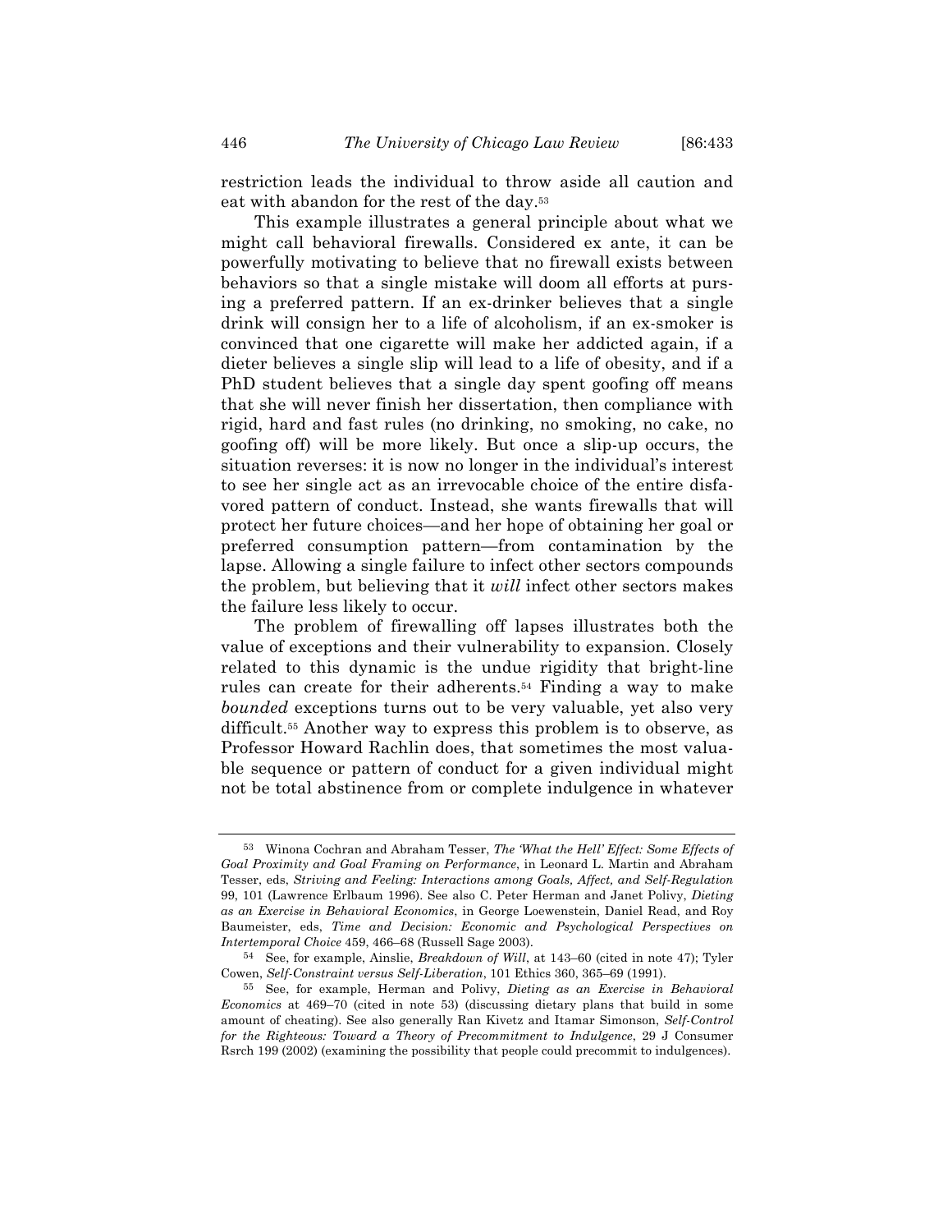restriction leads the individual to throw aside all caution and eat with abandon for the rest of the day.[53]

This example illustrates a general principle about what we might call behavioral firewalls. Considered ex ante, it can be powerfully motivating to believe that no firewall exists between behaviors so that a single mistake will doom all efforts at pursing a preferred pattern. If an ex-drinker believes that a single drink will consign her to a life of alcoholism, if an ex-smoker is convinced that one cigarette will make her addicted again, if a dieter believes a single slip will lead to a life of obesity, and if a PhD student believes that a single day spent goofing off means that she will never finish her dissertation, then compliance with rigid, hard and fast rules (no drinking, no smoking, no cake, no goofing off) will be more likely. But once a slip-up occurs, the situation reverses: it is now no longer in the individual's interest to see her single act as an irrevocable choice of the entire disfavored pattern of conduct. Instead, she wants firewalls that will protect her future choices—and her hope of obtaining her goal or preferred consumption pattern—from contamination by the lapse. Allowing a single failure to infect other sectors compounds the problem, but believing that it *will* infect other sectors makes the failure less likely to occur.

The problem of firewalling off lapses illustrates both the value of exceptions and their vulnerability to expansion. Closely related to this dynamic is the undue rigidity that bright-line rules can create for their adherents.[54] Finding a way to make *bounded* exceptions turns out to be very valuable, yet also very difficult.[55] Another way to express this problem is to observe, as Professor Howard Rachlin does, that sometimes the most valuable sequence or pattern of conduct for a given individual might not be total abstinence from or complete indulgence in whatever

---

[53] Winona Cochran and Abraham Tesser, *The 'What the Hell' Effect: Some Effects of Goal Proximity and Goal Framing on Performance*, in Leonard L. Martin and Abraham Tesser, eds, *Striving and Feeling: Interactions among Goals, Affect, and Self-Regulation* 99, 101 (Lawrence Erlbaum 1996). See also C. Peter Herman and Janet Polivy, *Dieting as an Exercise in Behavioral Economics*, in George Loewenstein, Daniel Read, and Roy Baumeister, eds, *Time and Decision: Economic and Psychological Perspectives on Intertemporal Choice* 459, 466–68 (Russell Sage 2003).

[54] See, for example, Ainslie, *Breakdown of Will*, at 143–60 (cited in note 47); Tyler Cowen, *Self-Constraint versus Self-Liberation*, 101 Ethics 360, 365–69 (1991).

[55] See, for example, Herman and Polivy, *Dieting as an Exercise in Behavioral Economics* at 469–70 (cited in note 53) (discussing dietary plans that build in some amount of cheating). See also generally Ran Kivetz and Itamar Simonson, *Self-Control for the Righteous: Toward a Theory of Precommitment to Indulgence*, 29 J Consumer Rsrch 199 (2002) (examining the possibility that people could precommit to indulgences).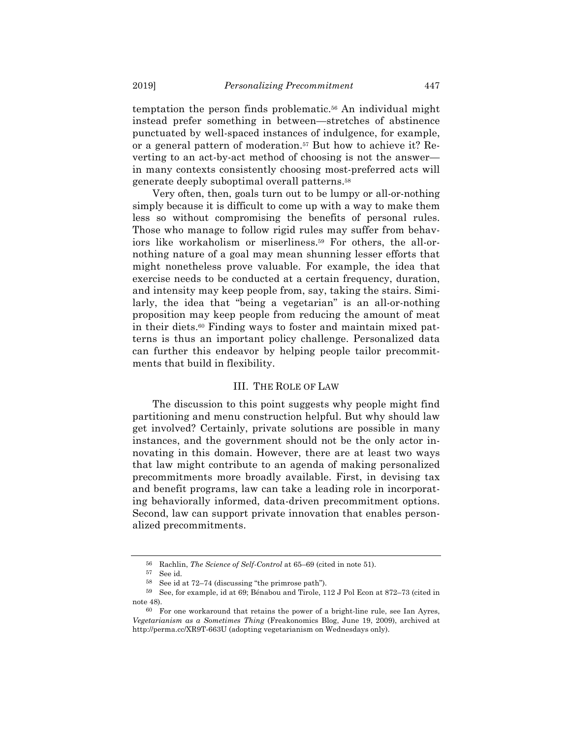temptation the person finds problematic.[56] An individual might instead prefer something in between—stretches of abstinence punctuated by well-spaced instances of indulgence, for example, or a general pattern of moderation.[57] But how to achieve it? Reverting to an act-by-act method of choosing is not the answer—in many contexts consistently choosing most-preferred acts will generate deeply suboptimal overall patterns.[58]

Very often, then, goals turn out to be lumpy or all-or-nothing simply because it is difficult to come up with a way to make them less so without compromising the benefits of personal rules. Those who manage to follow rigid rules may suffer from behaviors like workaholism or miserliness.[59] For others, the all-or-nothing nature of a goal may mean shunning lesser efforts that might nonetheless prove valuable. For example, the idea that exercise needs to be conducted at a certain frequency, duration, and intensity may keep people from, say, taking the stairs. Similarly, the idea that "being a vegetarian" is an all-or-nothing proposition may keep people from reducing the amount of meat in their diets.[60] Finding ways to foster and maintain mixed patterns is thus an important policy challenge. Personalized data can further this endeavor by helping people tailor precommitments that build in flexibility.

## III. The Role of Law

The discussion to this point suggests why people might find partitioning and menu construction helpful. But why should law get involved? Certainly, private solutions are possible in many instances, and the government should not be the only actor innovating in this domain. However, there are at least two ways that law might contribute to an agenda of making personalized precommitments more broadly available. First, in devising tax and benefit programs, law can take a leading role in incorporating behaviorally informed, data-driven precommitment options. Second, law can support private innovation that enables personalized precommitments.

---

56 Rachlin, *The Science of Self-Control* at 65–69 (cited in note 51).

57 See id.

58 See id at 72–74 (discussing "the primrose path").

59 See, for example, id at 69; Bénabou and Tirole, 112 J Pol Econ at 872–73 (cited in note 48).

60 For one workaround that retains the power of a bright-line rule, see Ian Ayres, *Vegetarianism as a Sometimes Thing* (Freakonomics Blog, June 19, 2009), archived at http://perma.cc/XR9T-663U (adopting vegetarianism on Wednesdays only).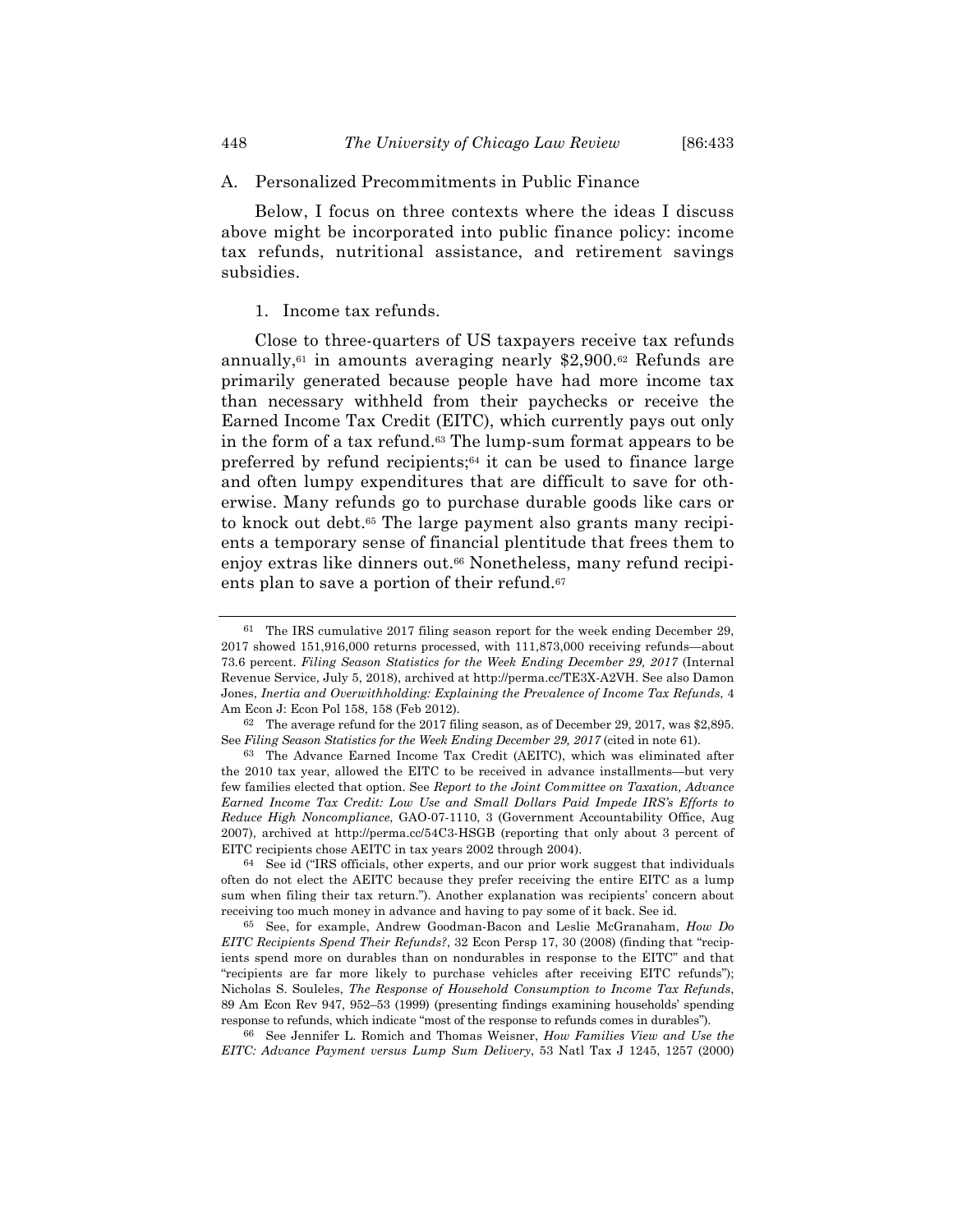### A. Personalized Precommitments in Public Finance

Below, I focus on three contexts where the ideas I discuss above might be incorporated into public finance policy: income tax refunds, nutritional assistance, and retirement savings subsidies.

#### 1. Income tax refunds.

Close to three-quarters of US taxpayers receive tax refunds annually,[61] in amounts averaging nearly $2,900.[62] Refunds are primarily generated because people have had more income tax than necessary withheld from their paychecks or receive the Earned Income Tax Credit (EITC), which currently pays out only in the form of a tax refund.[63] The lump-sum format appears to be preferred by refund recipients;[64] it can be used to finance large and often lumpy expenditures that are difficult to save for otherwise. Many refunds go to purchase durable goods like cars or to knock out debt.[65] The large payment also grants many recipients a temporary sense of financial plentitude that frees them to enjoy extras like dinners out.[66] Nonetheless, many refund recipients plan to save a portion of their refund.[67]

---

[61] The IRS cumulative 2017 filing season report for the week ending December 29, 2017 showed 151,916,000 returns processed, with 111,873,000 receiving refunds—about 73.6 percent. *Filing Season Statistics for the Week Ending December 29, 2017* (Internal Revenue Service, July 5, 2018), archived at http://perma.cc/TE3X-A2VH. See also Damon Jones, *Inertia and Overwithholding: Explaining the Prevalence of Income Tax Refunds*, 4 Am Econ J: Econ Pol 158, 158 (Feb 2012).

[62] The average refund for the 2017 filing season, as of December 29, 2017, was $2,895. See *Filing Season Statistics for the Week Ending December 29, 2017* (cited in note 61).

[63] The Advance Earned Income Tax Credit (AEITC), which was eliminated after the 2010 tax year, allowed the EITC to be received in advance installments—but very few families elected that option. See *Report to the Joint Committee on Taxation, Advance Earned Income Tax Credit: Low Use and Small Dollars Paid Impede IRS's Efforts to Reduce High Noncompliance*, GAO-07-1110, 3 (Government Accountability Office, Aug 2007), archived at http://perma.cc/54C3-HSGB (reporting that only about 3 percent of EITC recipients chose AEITC in tax years 2002 through 2004).

[64] See id ("IRS officials, other experts, and our prior work suggest that individuals often do not elect the AEITC because they prefer receiving the entire EITC as a lump sum when filing their tax return."). Another explanation was recipients' concern about receiving too much money in advance and having to pay some of it back. See id.

[65] See, for example, Andrew Goodman-Bacon and Leslie McGranaham, *How Do EITC Recipients Spend Their Refunds?*, 32 Econ Persp 17, 30 (2008) (finding that "recipients spend more on durables than on nondurables in response to the EITC" and that "recipients are far more likely to purchase vehicles after receiving EITC refunds"); Nicholas S. Souleles, *The Response of Household Consumption to Income Tax Refunds*, 89 Am Econ Rev 947, 952–53 (1999) (presenting findings examining households' spending response to refunds, which indicate "most of the response to refunds comes in durables").

[66] See Jennifer L. Romich and Thomas Weisner, *How Families View and Use the EITC: Advance Payment versus Lump Sum Delivery*, 53 Natl Tax J 1245, 1257 (2000)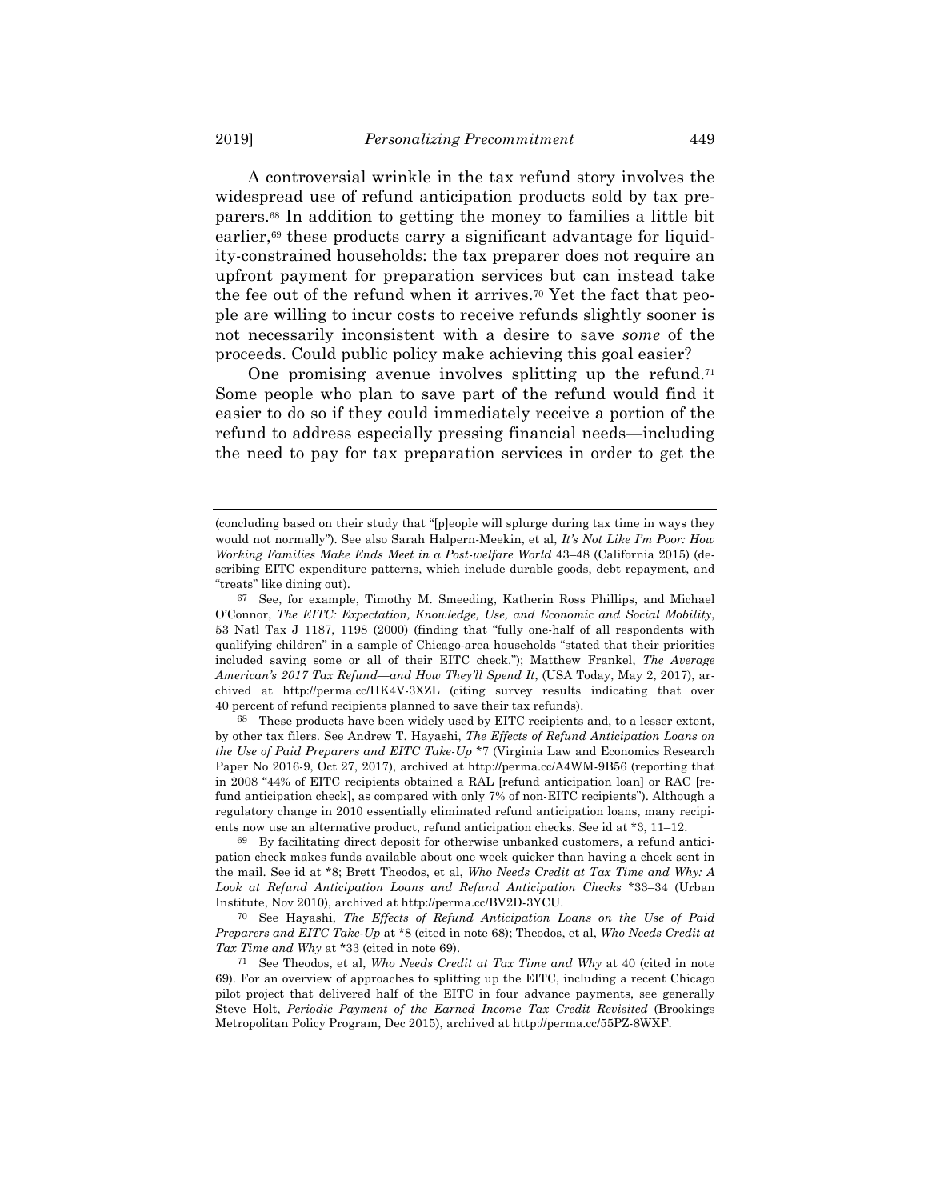A controversial wrinkle in the tax refund story involves the widespread use of refund anticipation products sold by tax preparers.[68] In addition to getting the money to families a little bit earlier,[69] these products carry a significant advantage for liquidity-constrained households: the tax preparer does not require an upfront payment for preparation services but can instead take the fee out of the refund when it arrives.[70] Yet the fact that people are willing to incur costs to receive refunds slightly sooner is not necessarily inconsistent with a desire to save *some* of the proceeds. Could public policy make achieving this goal easier?

One promising avenue involves splitting up the refund.[71] Some people who plan to save part of the refund would find it easier to do so if they could immediately receive a portion of the refund to address especially pressing financial needs—including the need to pay for tax preparation services in order to get the

---

(concluding based on their study that "[p]eople will splurge during tax time in ways they would not normally"). See also Sarah Halpern-Meekin, et al, *It's Not Like I'm Poor: How Working Families Make Ends Meet in a Post-welfare World* 43–48 (California 2015) (describing EITC expenditure patterns, which include durable goods, debt repayment, and "treats" like dining out).

[67] See, for example, Timothy M. Smeeding, Katherin Ross Phillips, and Michael O'Connor, *The EITC: Expectation, Knowledge, Use, and Economic and Social Mobility*, 53 Natl Tax J 1187, 1198 (2000) (finding that "fully one-half of all respondents with qualifying children" in a sample of Chicago-area households "stated that their priorities included saving some or all of their EITC check."); Matthew Frankel, *The Average American's 2017 Tax Refund—and How They'll Spend It*, (USA Today, May 2, 2017), archived at http://perma.cc/HK4V-3XZL (citing survey results indicating that over 40 percent of refund recipients planned to save their tax refunds).

[68] These products have been widely used by EITC recipients and, to a lesser extent, by other tax filers. See Andrew T. Hayashi, *The Effects of Refund Anticipation Loans on the Use of Paid Preparers and EITC Take-Up* *7 (Virginia Law and Economics Research Paper No 2016-9, Oct 27, 2017), archived at http://perma.cc/A4WM-9B56 (reporting that in 2008 "44% of EITC recipients obtained a RAL [refund anticipation loan] or RAC [refund anticipation check], as compared with only 7% of non-EITC recipients"). Although a regulatory change in 2010 essentially eliminated refund anticipation loans, many recipients now use an alternative product, refund anticipation checks. See id at *3, 11–12.

[69] By facilitating direct deposit for otherwise unbanked customers, a refund anticipation check makes funds available about one week quicker than having a check sent in the mail. See id at *8; Brett Theodos, et al, *Who Needs Credit at Tax Time and Why: A Look at Refund Anticipation Loans and Refund Anticipation Checks* *33–34 (Urban Institute, Nov 2010), archived at http://perma.cc/BV2D-3YCU.

[70] See Hayashi, *The Effects of Refund Anticipation Loans on the Use of Paid Preparers and EITC Take-Up* at *8 (cited in note 68); Theodos, et al, *Who Needs Credit at Tax Time and Why* at *33 (cited in note 69).

[71] See Theodos, et al, *Who Needs Credit at Tax Time and Why* at 40 (cited in note 69). For an overview of approaches to splitting up the EITC, including a recent Chicago pilot project that delivered half of the EITC in four advance payments, see generally Steve Holt, *Periodic Payment of the Earned Income Tax Credit Revisited* (Brookings Metropolitan Policy Program, Dec 2015), archived at http://perma.cc/55PZ-8WXF.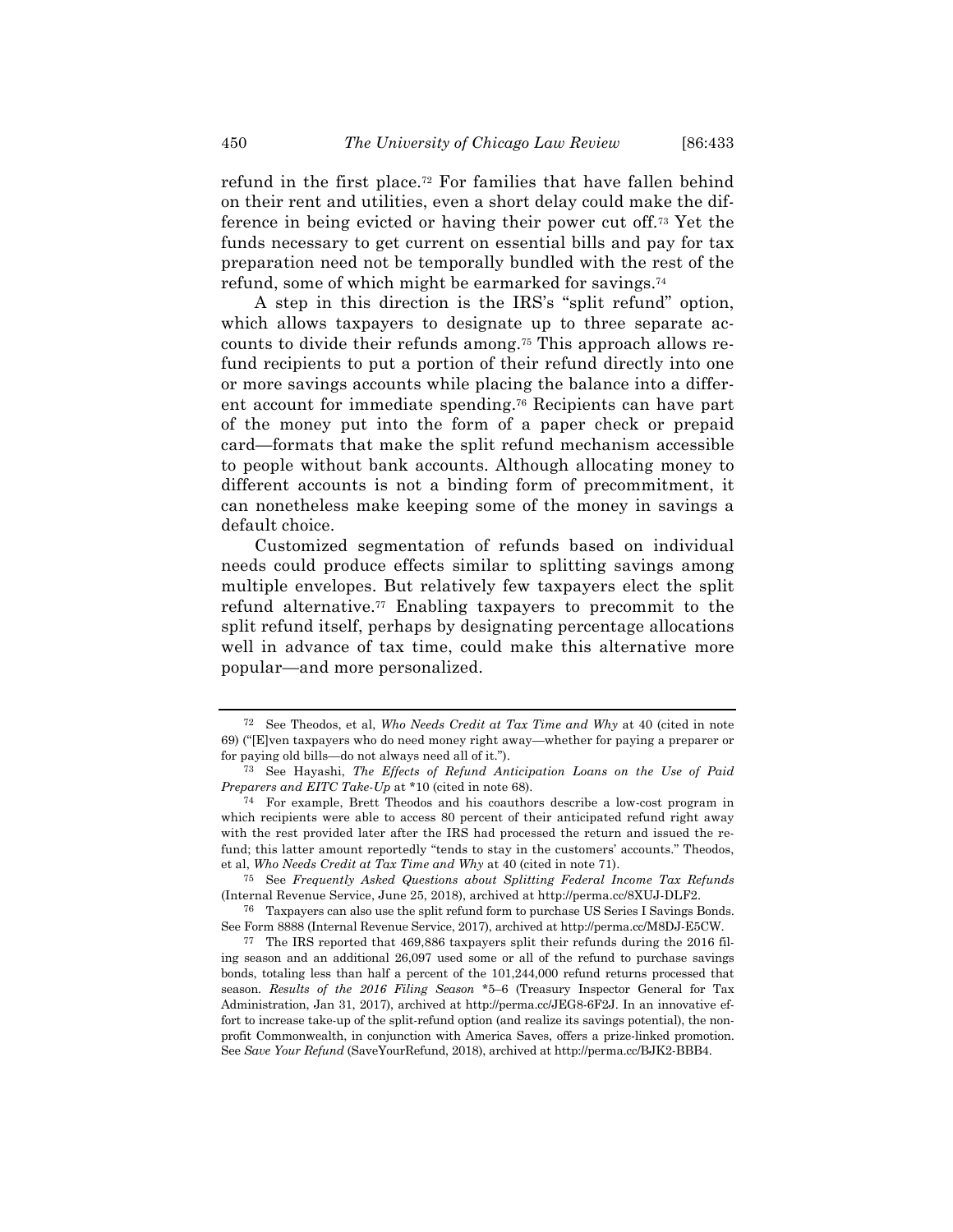refund in the first place.[72] For families that have fallen behind on their rent and utilities, even a short delay could make the difference in being evicted or having their power cut off.[73] Yet the funds necessary to get current on essential bills and pay for tax preparation need not be temporally bundled with the rest of the refund, some of which might be earmarked for savings.[74]

A step in this direction is the IRS's "split refund" option, which allows taxpayers to designate up to three separate accounts to divide their refunds among.[75] This approach allows refund recipients to put a portion of their refund directly into one or more savings accounts while placing the balance into a different account for immediate spending.[76] Recipients can have part of the money put into the form of a paper check or prepaid card—formats that make the split refund mechanism accessible to people without bank accounts. Although allocating money to different accounts is not a binding form of precommitment, it can nonetheless make keeping some of the money in savings a default choice.

Customized segmentation of refunds based on individual needs could produce effects similar to splitting savings among multiple envelopes. But relatively few taxpayers elect the split refund alternative.[77] Enabling taxpayers to precommit to the split refund itself, perhaps by designating percentage allocations well in advance of tax time, could make this alternative more popular—and more personalized.

---

[72] See Theodos, et al, *Who Needs Credit at Tax Time and Why* at 40 (cited in note 69) ("[E]ven taxpayers who do need money right away—whether for paying a preparer or for paying old bills—do not always need all of it.").

[73] See Hayashi, *The Effects of Refund Anticipation Loans on the Use of Paid Preparers and EITC Take-Up* at *10 (cited in note 68).

[74] For example, Brett Theodos and his coauthors describe a low-cost program in which recipients were able to access 80 percent of their anticipated refund right away with the rest provided later after the IRS had processed the return and issued the refund; this latter amount reportedly "tends to stay in the customers' accounts." Theodos, et al, *Who Needs Credit at Tax Time and Why* at 40 (cited in note 71).

[75] See *Frequently Asked Questions about Splitting Federal Income Tax Refunds* (Internal Revenue Service, June 25, 2018), archived at http://perma.cc/8XUJ-DLF2.

[76] Taxpayers can also use the split refund form to purchase US Series I Savings Bonds. See Form 8888 (Internal Revenue Service, 2017), archived at http://perma.cc/M8DJ-E5CW.

[77] The IRS reported that 469,886 taxpayers split their refunds during the 2016 filing season and an additional 26,097 used some or all of the refund to purchase savings bonds, totaling less than half a percent of the 101,244,000 refund returns processed that season. *Results of the 2016 Filing Season* *5–6 (Treasury Inspector General for Tax Administration, Jan 31, 2017), archived at http://perma.cc/JEG8-6F2J. In an innovative effort to increase take-up of the split-refund option (and realize its savings potential), the nonprofit Commonwealth, in conjunction with America Saves, offers a prize-linked promotion. See *Save Your Refund* (SaveYourRefund, 2018), archived at http://perma.cc/BJK2-BBB4.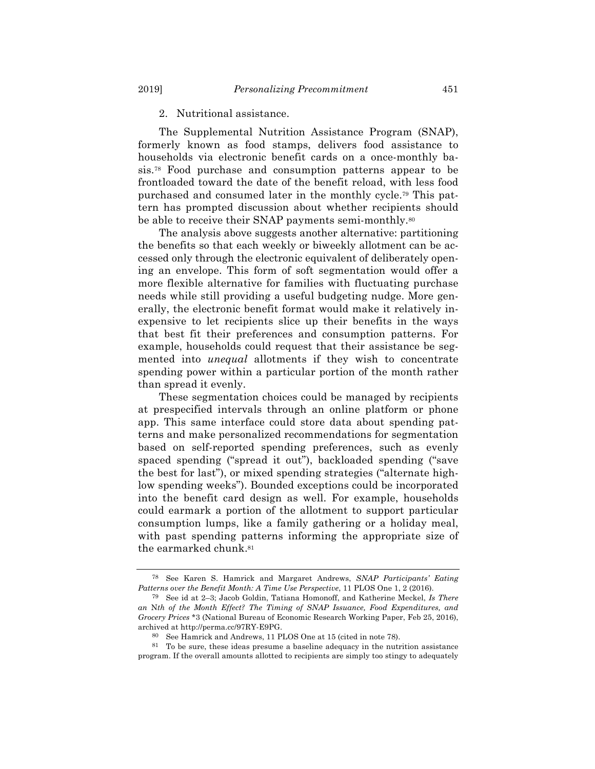2. Nutritional assistance.

The Supplemental Nutrition Assistance Program (SNAP), formerly known as food stamps, delivers food assistance to households via electronic benefit cards on a once-monthly basis.[78] Food purchase and consumption patterns appear to be frontloaded toward the date of the benefit reload, with less food purchased and consumed later in the monthly cycle.[79] This pattern has prompted discussion about whether recipients should be able to receive their SNAP payments semi-monthly.[80]

The analysis above suggests another alternative: partitioning the benefits so that each weekly or biweekly allotment can be accessed only through the electronic equivalent of deliberately opening an envelope. This form of soft segmentation would offer a more flexible alternative for families with fluctuating purchase needs while still providing a useful budgeting nudge. More generally, the electronic benefit format would make it relatively inexpensive to let recipients slice up their benefits in the ways that best fit their preferences and consumption patterns. For example, households could request that their assistance be segmented into *unequal* allotments if they wish to concentrate spending power within a particular portion of the month rather than spread it evenly.

These segmentation choices could be managed by recipients at prespecified intervals through an online platform or phone app. This same interface could store data about spending patterns and make personalized recommendations for segmentation based on self-reported spending preferences, such as evenly spaced spending ("spread it out"), backloaded spending ("save the best for last"), or mixed spending strategies ("alternate high-low spending weeks"). Bounded exceptions could be incorporated into the benefit card design as well. For example, households could earmark a portion of the allotment to support particular consumption lumps, like a family gathering or a holiday meal, with past spending patterns informing the appropriate size of the earmarked chunk.[81]

---

[78] See Karen S. Hamrick and Margaret Andrews, *SNAP Participants' Eating Patterns over the Benefit Month: A Time Use Perspective*, 11 PLOS One 1, 2 (2016).

[79] See id at 2–3; Jacob Goldin, Tatiana Homonoff, and Katherine Meckel, *Is There an* N*th of the Month Effect? The Timing of SNAP Issuance, Food Expenditures, and Grocery Prices* *3 (National Bureau of Economic Research Working Paper, Feb 25, 2016), archived at http://perma.cc/97RY-E9PG.

[80] See Hamrick and Andrews, 11 PLOS One at 15 (cited in note 78).

[81] To be sure, these ideas presume a baseline adequacy in the nutrition assistance program. If the overall amounts allotted to recipients are simply too stingy to adequately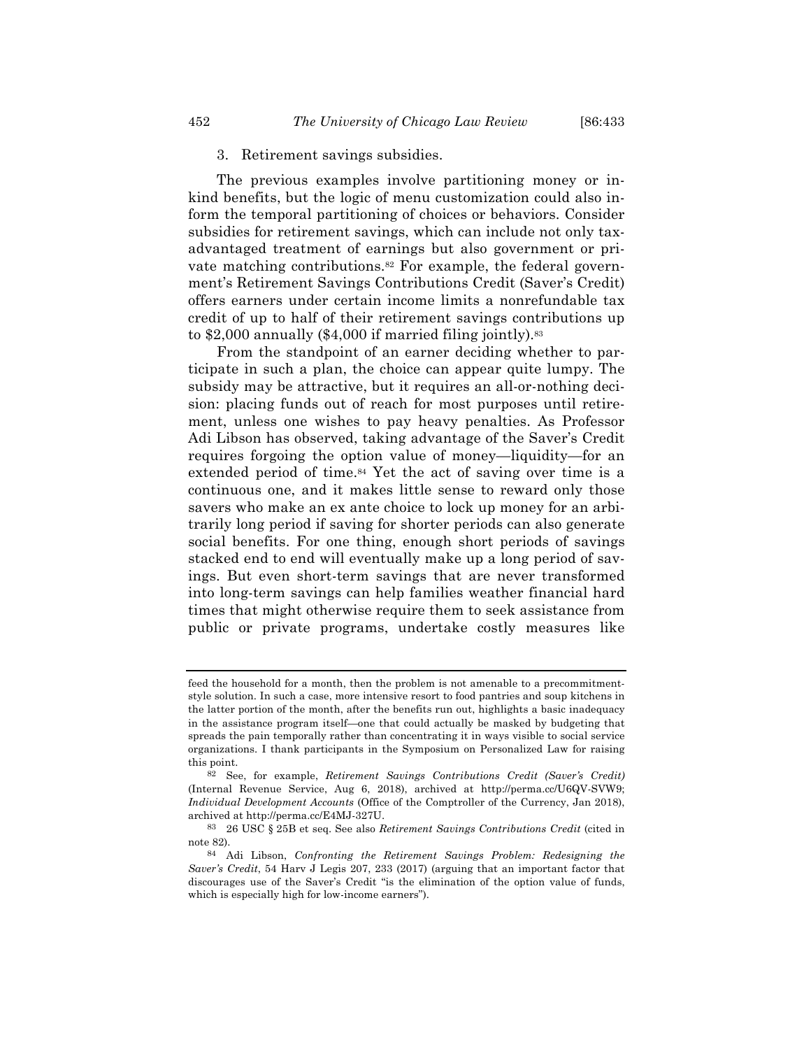### 3. Retirement savings subsidies.

The previous examples involve partitioning money or in-kind benefits, but the logic of menu customization could also inform the temporal partitioning of choices or behaviors. Consider subsidies for retirement savings, which can include not only tax-advantaged treatment of earnings but also government or private matching contributions.[82] For example, the federal government's Retirement Savings Contributions Credit (Saver's Credit) offers earners under certain income limits a nonrefundable tax credit of up to half of their retirement savings contributions up to \$2,000 annually (\$4,000 if married filing jointly).[83]

From the standpoint of an earner deciding whether to participate in such a plan, the choice can appear quite lumpy. The subsidy may be attractive, but it requires an all-or-nothing decision: placing funds out of reach for most purposes until retirement, unless one wishes to pay heavy penalties. As Professor Adi Libson has observed, taking advantage of the Saver's Credit requires forgoing the option value of money—liquidity—for an extended period of time.[84] Yet the act of saving over time is a continuous one, and it makes little sense to reward only those savers who make an ex ante choice to lock up money for an arbitrarily long period if saving for shorter periods can also generate social benefits. For one thing, enough short periods of savings stacked end to end will eventually make up a long period of savings. But even short-term savings that are never transformed into long-term savings can help families weather financial hard times that might otherwise require them to seek assistance from public or private programs, undertake costly measures like

---

feed the household for a month, then the problem is not amenable to a precommitment-style solution. In such a case, more intensive resort to food pantries and soup kitchens in the latter portion of the month, after the benefits run out, highlights a basic inadequacy in the assistance program itself—one that could actually be masked by budgeting that spreads the pain temporally rather than concentrating it in ways visible to social service organizations. I thank participants in the Symposium on Personalized Law for raising this point.

[82] See, for example, *Retirement Savings Contributions Credit (Saver's Credit)* (Internal Revenue Service, Aug 6, 2018), archived at http://perma.cc/U6QV-SVW9; *Individual Development Accounts* (Office of the Comptroller of the Currency, Jan 2018), archived at http://perma.cc/E4MJ-327U.

[83] 26 USC § 25B et seq. See also *Retirement Savings Contributions Credit* (cited in note 82).

[84] Adi Libson, *Confronting the Retirement Savings Problem: Redesigning the Saver's Credit*, 54 Harv J Legis 207, 233 (2017) (arguing that an important factor that discourages use of the Saver's Credit "is the elimination of the option value of funds, which is especially high for low-income earners").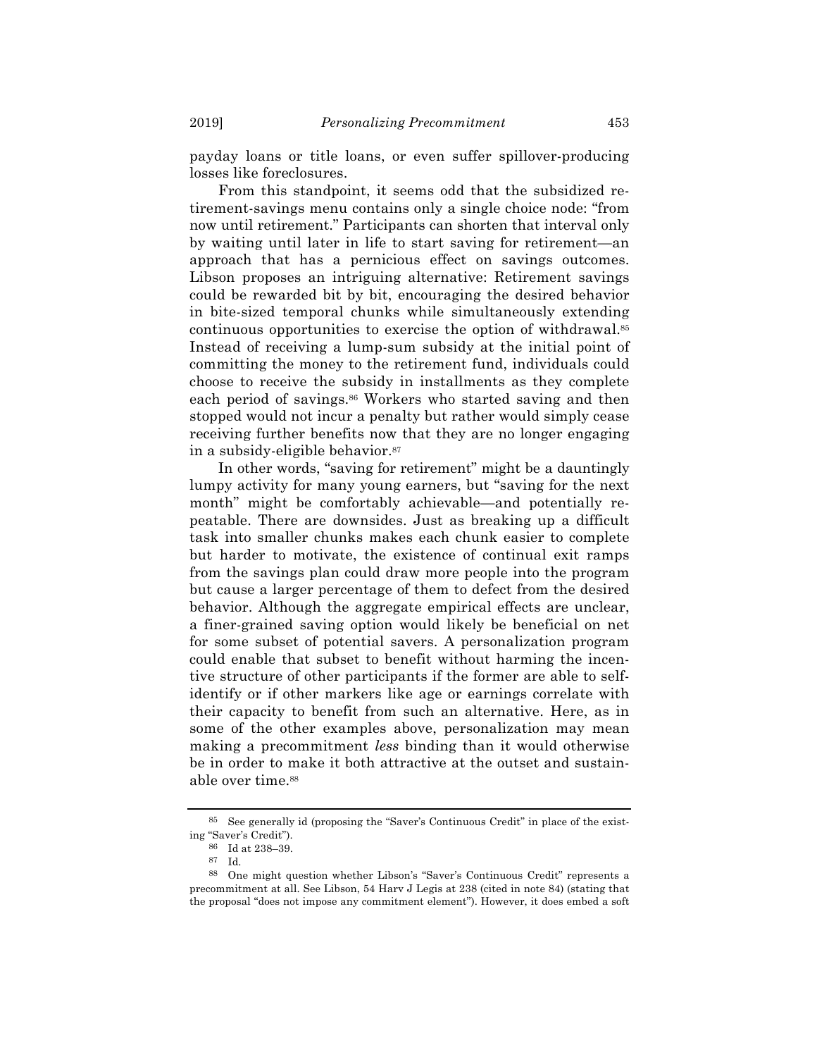payday loans or title loans, or even suffer spillover-producing losses like foreclosures.

From this standpoint, it seems odd that the subsidized retirement-savings menu contains only a single choice node: "from now until retirement." Participants can shorten that interval only by waiting until later in life to start saving for retirement—an approach that has a pernicious effect on savings outcomes. Libson proposes an intriguing alternative: Retirement savings could be rewarded bit by bit, encouraging the desired behavior in bite-sized temporal chunks while simultaneously extending continuous opportunities to exercise the option of withdrawal.[85] Instead of receiving a lump-sum subsidy at the initial point of committing the money to the retirement fund, individuals could choose to receive the subsidy in installments as they complete each period of savings.[86] Workers who started saving and then stopped would not incur a penalty but rather would simply cease receiving further benefits now that they are no longer engaging in a subsidy-eligible behavior.[87]

In other words, "saving for retirement" might be a dauntingly lumpy activity for many young earners, but "saving for the next month" might be comfortably achievable—and potentially repeatable. There are downsides. Just as breaking up a difficult task into smaller chunks makes each chunk easier to complete but harder to motivate, the existence of continual exit ramps from the savings plan could draw more people into the program but cause a larger percentage of them to defect from the desired behavior. Although the aggregate empirical effects are unclear, a finer-grained saving option would likely be beneficial on net for some subset of potential savers. A personalization program could enable that subset to benefit without harming the incentive structure of other participants if the former are able to self-identify or if other markers like age or earnings correlate with their capacity to benefit from such an alternative. Here, as in some of the other examples above, personalization may mean making a precommitment *less* binding than it would otherwise be in order to make it both attractive at the outset and sustainable over time.[88]

---

[85] See generally id (proposing the "Saver's Continuous Credit" in place of the existing "Saver's Credit").

[86] Id at 238–39.

[87] Id.

[88] One might question whether Libson's "Saver's Continuous Credit" represents a precommitment at all. See Libson, 54 Harv J Legis at 238 (cited in note 84) (stating that the proposal "does not impose any commitment element"). However, it does embed a soft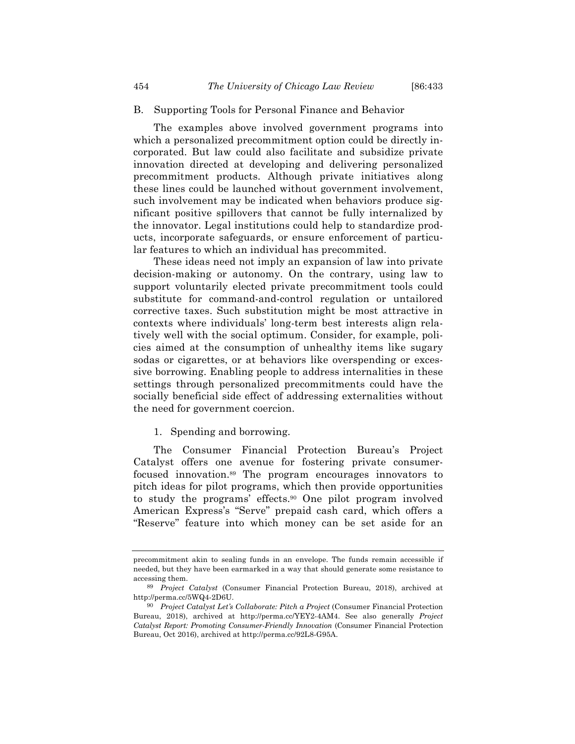## B. Supporting Tools for Personal Finance and Behavior

The examples above involved government programs into which a personalized precommitment option could be directly incorporated. But law could also facilitate and subsidize private innovation directed at developing and delivering personalized precommitment products. Although private initiatives along these lines could be launched without government involvement, such involvement may be indicated when behaviors produce significant positive spillovers that cannot be fully internalized by the innovator. Legal institutions could help to standardize products, incorporate safeguards, or ensure enforcement of particular features to which an individual has precommited.

These ideas need not imply an expansion of law into private decision-making or autonomy. On the contrary, using law to support voluntarily elected private precommitment tools could substitute for command-and-control regulation or untailored corrective taxes. Such substitution might be most attractive in contexts where individuals' long-term best interests align relatively well with the social optimum. Consider, for example, policies aimed at the consumption of unhealthy items like sugary sodas or cigarettes, or at behaviors like overspending or excessive borrowing. Enabling people to address internalities in these settings through personalized precommitments could have the socially beneficial side effect of addressing externalities without the need for government coercion.

### 1. Spending and borrowing.

The Consumer Financial Protection Bureau's Project Catalyst offers one avenue for fostering private consumer-focused innovation.[89] The program encourages innovators to pitch ideas for pilot programs, which then provide opportunities to study the programs' effects.[90] One pilot program involved American Express's "Serve" prepaid cash card, which offers a "Reserve" feature into which money can be set aside for an

---

precommitment akin to sealing funds in an envelope. The funds remain accessible if needed, but they have been earmarked in a way that should generate some resistance to accessing them.

[89] *Project Catalyst* (Consumer Financial Protection Bureau, 2018), archived at http://perma.cc/5WQ4-2D6U.

[90] *Project Catalyst Let's Collaborate: Pitch a Project* (Consumer Financial Protection Bureau, 2018), archived at http://perma.cc/YEY2-4AM4. See also generally *Project Catalyst Report: Promoting Consumer-Friendly Innovation* (Consumer Financial Protection Bureau, Oct 2016), archived at http://perma.cc/92L8-G95A.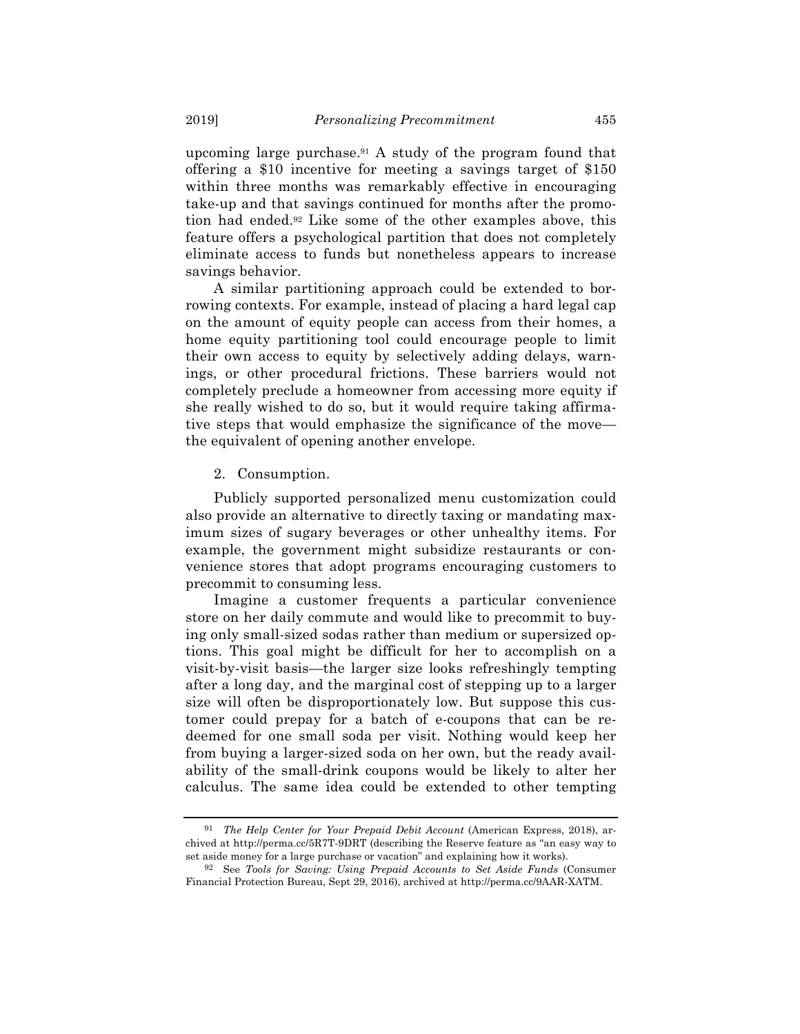upcoming large purchase.[91] A study of the program found that offering a $10 incentive for meeting a savings target of $150 within three months was remarkably effective in encouraging take-up and that savings continued for months after the promotion had ended.[92] Like some of the other examples above, this feature offers a psychological partition that does not completely eliminate access to funds but nonetheless appears to increase savings behavior.

A similar partitioning approach could be extended to borrowing contexts. For example, instead of placing a hard legal cap on the amount of equity people can access from their homes, a home equity partitioning tool could encourage people to limit their own access to equity by selectively adding delays, warnings, or other procedural frictions. These barriers would not completely preclude a homeowner from accessing more equity if she really wished to do so, but it would require taking affirmative steps that would emphasize the significance of the move—the equivalent of opening another envelope.

### 2. Consumption.

Publicly supported personalized menu customization could also provide an alternative to directly taxing or mandating maximum sizes of sugary beverages or other unhealthy items. For example, the government might subsidize restaurants or convenience stores that adopt programs encouraging customers to precommit to consuming less.

Imagine a customer frequents a particular convenience store on her daily commute and would like to precommit to buying only small-sized sodas rather than medium or supersized options. This goal might be difficult for her to accomplish on a visit-by-visit basis—the larger size looks refreshingly tempting after a long day, and the marginal cost of stepping up to a larger size will often be disproportionately low. But suppose this customer could prepay for a batch of e-coupons that can be redeemed for one small soda per visit. Nothing would keep her from buying a larger-sized soda on her own, but the ready availability of the small-drink coupons would be likely to alter her calculus. The same idea could be extended to other tempting

---

[91] *The Help Center for Your Prepaid Debit Account* (American Express, 2018), archived at http://perma.cc/5R7T-9DRT (describing the Reserve feature as "an easy way to set aside money for a large purchase or vacation" and explaining how it works).

[92] See *Tools for Saving: Using Prepaid Accounts to Set Aside Funds* (Consumer Financial Protection Bureau, Sept 29, 2016), archived at http://perma.cc/9AAR-XATM.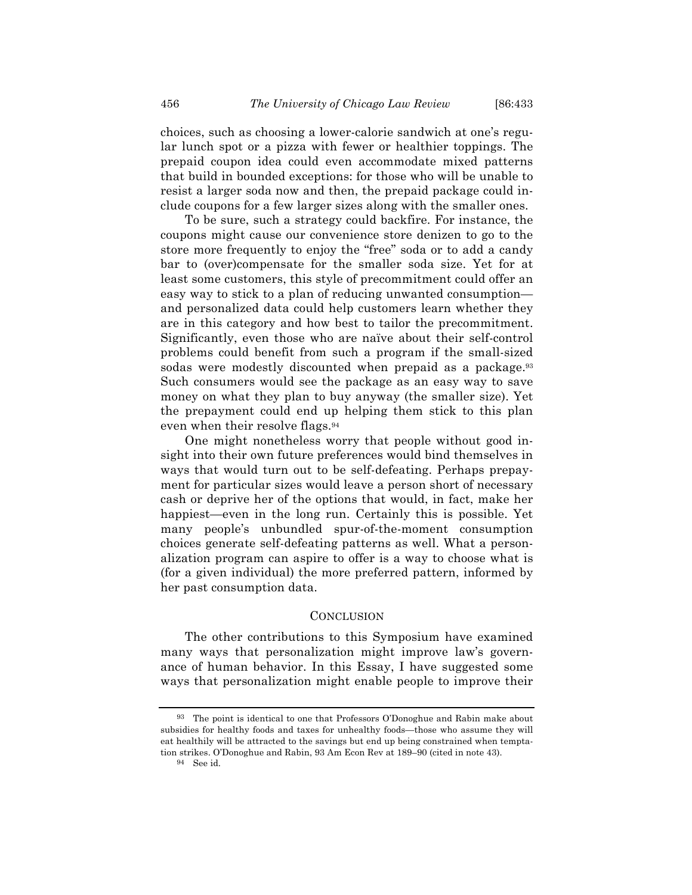choices, such as choosing a lower-calorie sandwich at one's regular lunch spot or a pizza with fewer or healthier toppings. The prepaid coupon idea could even accommodate mixed patterns that build in bounded exceptions: for those who will be unable to resist a larger soda now and then, the prepaid package could include coupons for a few larger sizes along with the smaller ones.

To be sure, such a strategy could backfire. For instance, the coupons might cause our convenience store denizen to go to the store more frequently to enjoy the "free" soda or to add a candy bar to (over)compensate for the smaller soda size. Yet for at least some customers, this style of precommitment could offer an easy way to stick to a plan of reducing unwanted consumption—and personalized data could help customers learn whether they are in this category and how best to tailor the precommitment. Significantly, even those who are naïve about their self-control problems could benefit from such a program if the small-sized sodas were modestly discounted when prepaid as a package.[93] Such consumers would see the package as an easy way to save money on what they plan to buy anyway (the smaller size). Yet the prepayment could end up helping them stick to this plan even when their resolve flags.[94]

One might nonetheless worry that people without good insight into their own future preferences would bind themselves in ways that would turn out to be self-defeating. Perhaps prepayment for particular sizes would leave a person short of necessary cash or deprive her of the options that would, in fact, make her happiest—even in the long run. Certainly this is possible. Yet many people's unbundled spur-of-the-moment consumption choices generate self-defeating patterns as well. What a personalization program can aspire to offer is a way to choose what is (for a given individual) the more preferred pattern, informed by her past consumption data.

## CONCLUSION

The other contributions to this Symposium have examined many ways that personalization might improve law's governance of human behavior. In this Essay, I have suggested some ways that personalization might enable people to improve their

---

[93] The point is identical to one that Professors O'Donoghue and Rabin make about subsidies for healthy foods and taxes for unhealthy foods—those who assume they will eat healthily will be attracted to the savings but end up being constrained when temptation strikes. O'Donoghue and Rabin, 93 Am Econ Rev at 189–90 (cited in note 43).

[94] See id.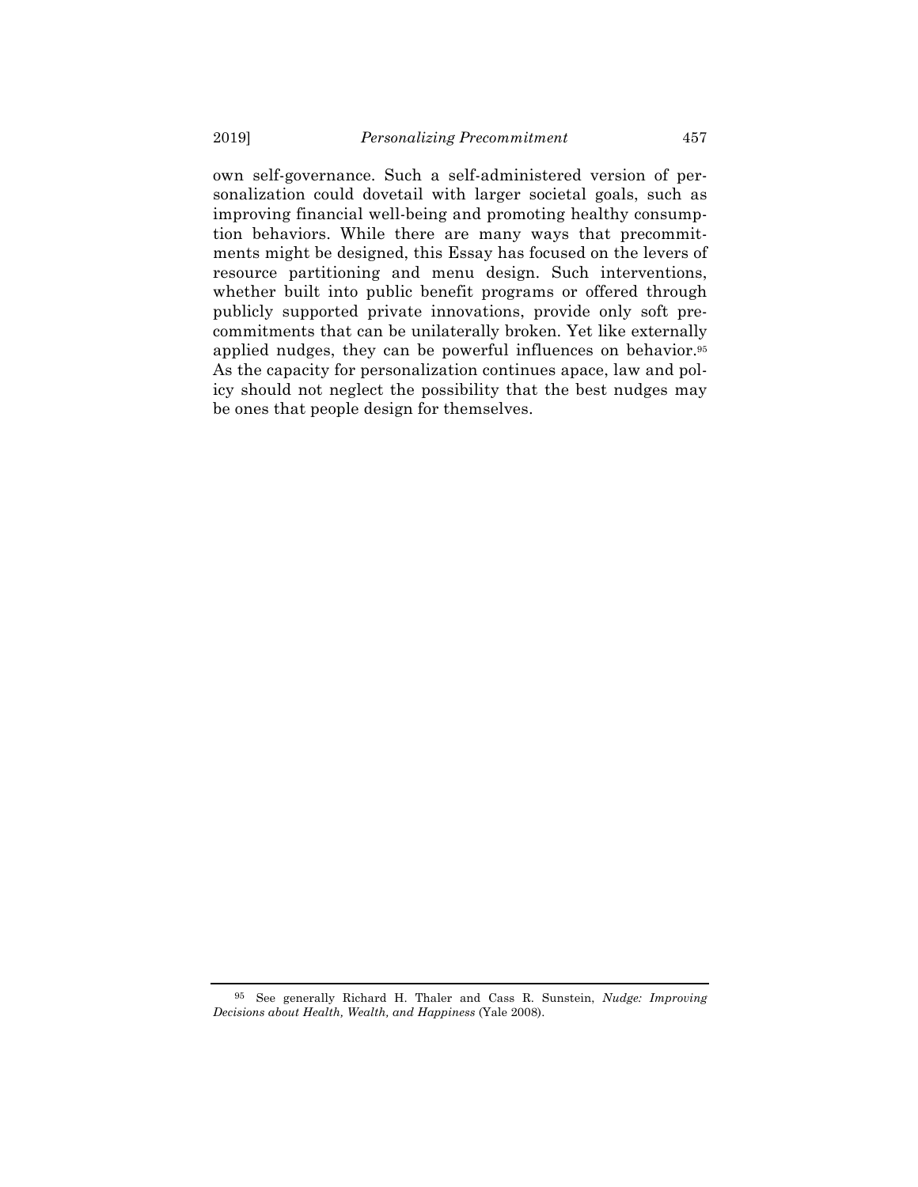own self-governance. Such a self-administered version of personalization could dovetail with larger societal goals, such as improving financial well-being and promoting healthy consumption behaviors. While there are many ways that precommitments might be designed, this Essay has focused on the levers of resource partitioning and menu design. Such interventions, whether built into public benefit programs or offered through publicly supported private innovations, provide only soft precommitments that can be unilaterally broken. Yet like externally applied nudges, they can be powerful influences on behavior.[95] As the capacity for personalization continues apace, law and policy should not neglect the possibility that the best nudges may be ones that people design for themselves.

---

[95] See generally Richard H. Thaler and Cass R. Sunstein, *Nudge: Improving Decisions about Health, Wealth, and Happiness* (Yale 2008).